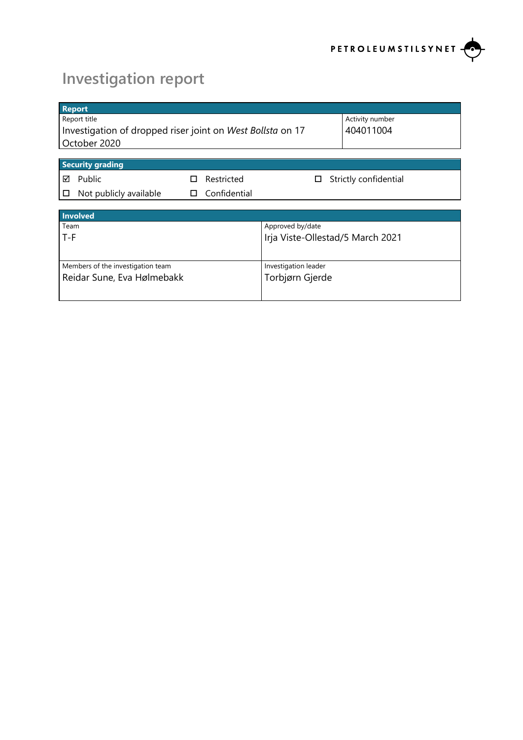PETROLEUMSTILSYNET

# Investigation report

| Report | |
|---|---|
| Report title<br>Investigation of dropped riser joint on *West Bollsta* on 17 October 2020 | Activity number<br>404011004 |

| Security grading | | |
|---|---|---|
| ☑ Public | ☐ Restricted | ☐ Strictly confidential |
| ☐ Not publicly available | ☐ Confidential | |

| Involved | |
|---|---|
| Team<br>T-F | Approved by/date<br>Irja Viste-Ollestad/5 March 2021 |
| Members of the investigation team<br>Reidar Sune, Eva Hølmebakk | Investigation leader<br>Torbjørn Gjerde |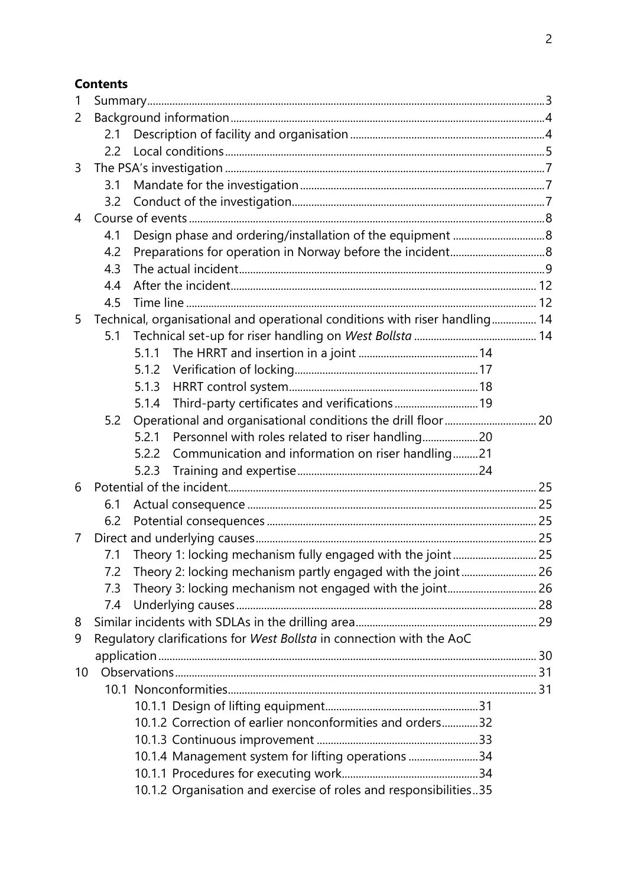**Contents**

1 Summary....3
2 Background information....4
 2.1 Description of facility and organisation....4
 2.2 Local conditions....5
3 The PSA's investigation....7
 3.1 Mandate for the investigation....7
 3.2 Conduct of the investigation....7
4 Course of events....8
 4.1 Design phase and ordering/installation of the equipment....8
 4.2 Preparations for operation in Norway before the incident....8
 4.3 The actual incident....9
 4.4 After the incident....12
 4.5 Time line....12
5 Technical, organisational and operational conditions with riser handling....14
 5.1 Technical set-up for riser handling on *West Bollsta*....14
  5.1.1 The HRRT and insertion in a joint....14
  5.1.2 Verification of locking....17
  5.1.3 HRRT control system....18
  5.1.4 Third-party certificates and verifications....19
 5.2 Operational and organisational conditions the drill floor....20
  5.2.1 Personnel with roles related to riser handling....20
  5.2.2 Communication and information on riser handling....21
  5.2.3 Training and expertise....24
6 Potential of the incident....25
 6.1 Actual consequence....25
 6.2 Potential consequences....25
7 Direct and underlying causes....25
 7.1 Theory 1: locking mechanism fully engaged with the joint....25
 7.2 Theory 2: locking mechanism partly engaged with the joint....26
 7.3 Theory 3: locking mechanism not engaged with the joint....26
 7.4 Underlying causes....28
8 Similar incidents with SDLAs in the drilling area....29
9 Regulatory clarifications for *West Bollsta* in connection with the AoC application....30
10 Observations....31
 10.1 Nonconformities....31
  10.1.1 Design of lifting equipment....31
  10.1.2 Correction of earlier nonconformities and orders....32
  10.1.3 Continuous improvement....33
  10.1.4 Management system for lifting operations....34
  10.1.1 Procedures for executing work....34
  10.1.2 Organisation and exercise of roles and responsibilities..35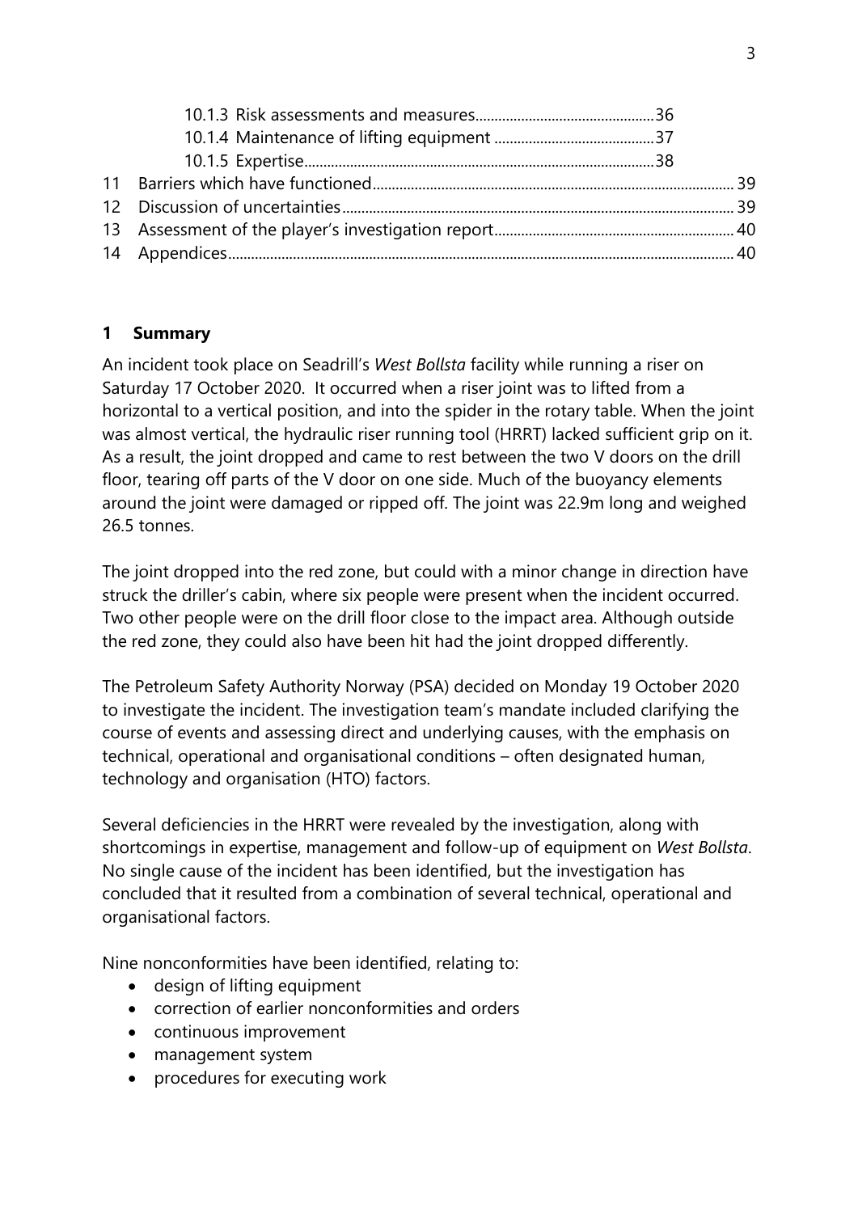10.1.3 Risk assessments and measures.............................................36
10.1.4 Maintenance of lifting equipment .........................................37
10.1.5 Expertise...........................................................................................38
11 Barriers which have functioned............................................................................................39
12 Discussion of uncertainties....................................................................................................39
13 Assessment of the player's investigation report.............................................................40
14 Appendices....................................................................................................................................40

## 1 Summary

An incident took place on Seadrill's *West Bollsta* facility while running a riser on Saturday 17 October 2020. It occurred when a riser joint was to lifted from a horizontal to a vertical position, and into the spider in the rotary table. When the joint was almost vertical, the hydraulic riser running tool (HRRT) lacked sufficient grip on it. As a result, the joint dropped and came to rest between the two V doors on the drill floor, tearing off parts of the V door on one side. Much of the buoyancy elements around the joint were damaged or ripped off. The joint was 22.9m long and weighed 26.5 tonnes.

The joint dropped into the red zone, but could with a minor change in direction have struck the driller's cabin, where six people were present when the incident occurred. Two other people were on the drill floor close to the impact area. Although outside the red zone, they could also have been hit had the joint dropped differently.

The Petroleum Safety Authority Norway (PSA) decided on Monday 19 October 2020 to investigate the incident. The investigation team's mandate included clarifying the course of events and assessing direct and underlying causes, with the emphasis on technical, operational and organisational conditions – often designated human, technology and organisation (HTO) factors.

Several deficiencies in the HRRT were revealed by the investigation, along with shortcomings in expertise, management and follow-up of equipment on *West Bollsta*. No single cause of the incident has been identified, but the investigation has concluded that it resulted from a combination of several technical, operational and organisational factors.

Nine nonconformities have been identified, relating to:

- design of lifting equipment
- correction of earlier nonconformities and orders
- continuous improvement
- management system
- procedures for executing work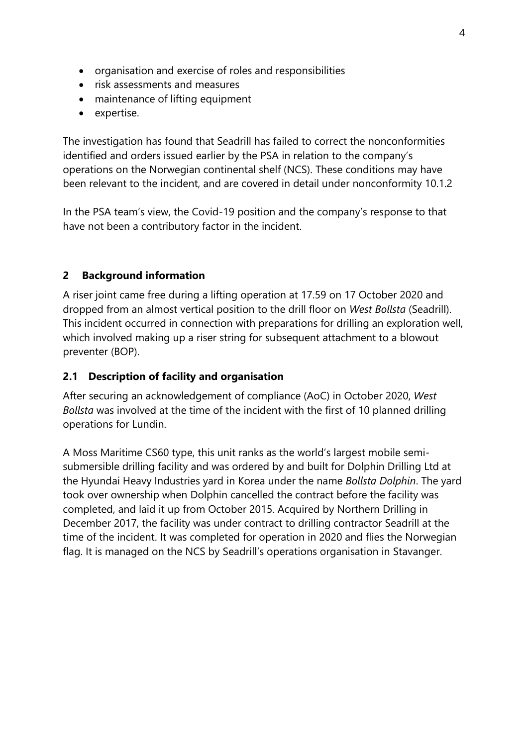- organisation and exercise of roles and responsibilities
- risk assessments and measures
- maintenance of lifting equipment
- expertise.

The investigation has found that Seadrill has failed to correct the nonconformities identified and orders issued earlier by the PSA in relation to the company's operations on the Norwegian continental shelf (NCS). These conditions may have been relevant to the incident, and are covered in detail under nonconformity 10.1.2

In the PSA team's view, the Covid-19 position and the company's response to that have not been a contributory factor in the incident.

## 2 Background information

A riser joint came free during a lifting operation at 17.59 on 17 October 2020 and dropped from an almost vertical position to the drill floor on *West Bollsta* (Seadrill). This incident occurred in connection with preparations for drilling an exploration well, which involved making up a riser string for subsequent attachment to a blowout preventer (BOP).

### 2.1 Description of facility and organisation

After securing an acknowledgement of compliance (AoC) in October 2020, *West Bollsta* was involved at the time of the incident with the first of 10 planned drilling operations for Lundin.

A Moss Maritime CS60 type, this unit ranks as the world's largest mobile semi-submersible drilling facility and was ordered by and built for Dolphin Drilling Ltd at the Hyundai Heavy Industries yard in Korea under the name *Bollsta Dolphin*. The yard took over ownership when Dolphin cancelled the contract before the facility was completed, and laid it up from October 2015. Acquired by Northern Drilling in December 2017, the facility was under contract to drilling contractor Seadrill at the time of the incident. It was completed for operation in 2020 and flies the Norwegian flag. It is managed on the NCS by Seadrill's operations organisation in Stavanger.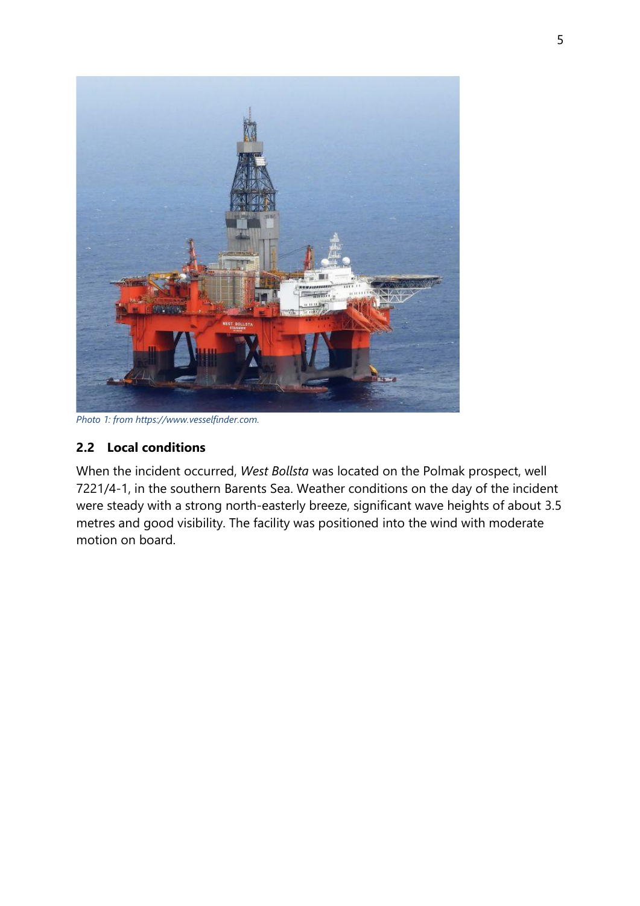*Photo 1: from https://www.vesselfinder.com.*

## 2.2 Local conditions

When the incident occurred, *West Bollsta* was located on the Polmak prospect, well 7221/4-1, in the southern Barents Sea. Weather conditions on the day of the incident were steady with a strong north-easterly breeze, significant wave heights of about 3.5 metres and good visibility. The facility was positioned into the wind with moderate motion on board.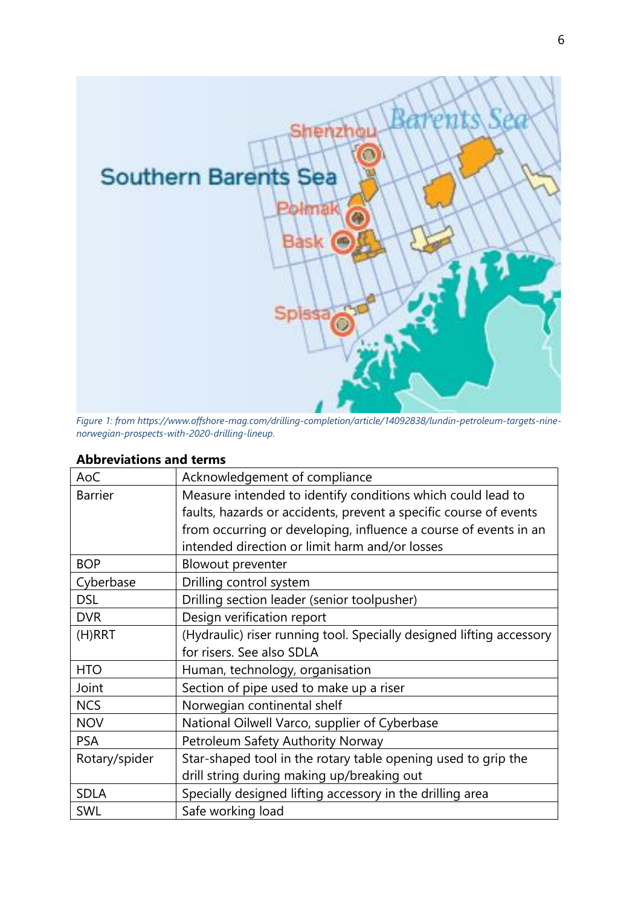*Figure 1: from https://www.offshore-mag.com/drilling-completion/article/14092838/lundin-petroleum-targets-nine-norwegian-prospects-with-2020-drilling-lineup.*

**Abbreviations and terms**

| | |
|---|---|
| AoC | Acknowledgement of compliance |
| Barrier | Measure intended to identify conditions which could lead to faults, hazards or accidents, prevent a specific course of events from occurring or developing, influence a course of events in an intended direction or limit harm and/or losses |
| BOP | Blowout preventer |
| Cyberbase | Drilling control system |
| DSL | Drilling section leader (senior toolpusher) |
| DVR | Design verification report |
| (H)RRT | (Hydraulic) riser running tool. Specially designed lifting accessory for risers. See also SDLA |
| HTO | Human, technology, organisation |
| Joint | Section of pipe used to make up a riser |
| NCS | Norwegian continental shelf |
| NOV | National Oilwell Varco, supplier of Cyberbase |
| PSA | Petroleum Safety Authority Norway |
| Rotary/spider | Star-shaped tool in the rotary table opening used to grip the drill string during making up/breaking out |
| SDLA | Specially designed lifting accessory in the drilling area |
| SWL | Safe working load |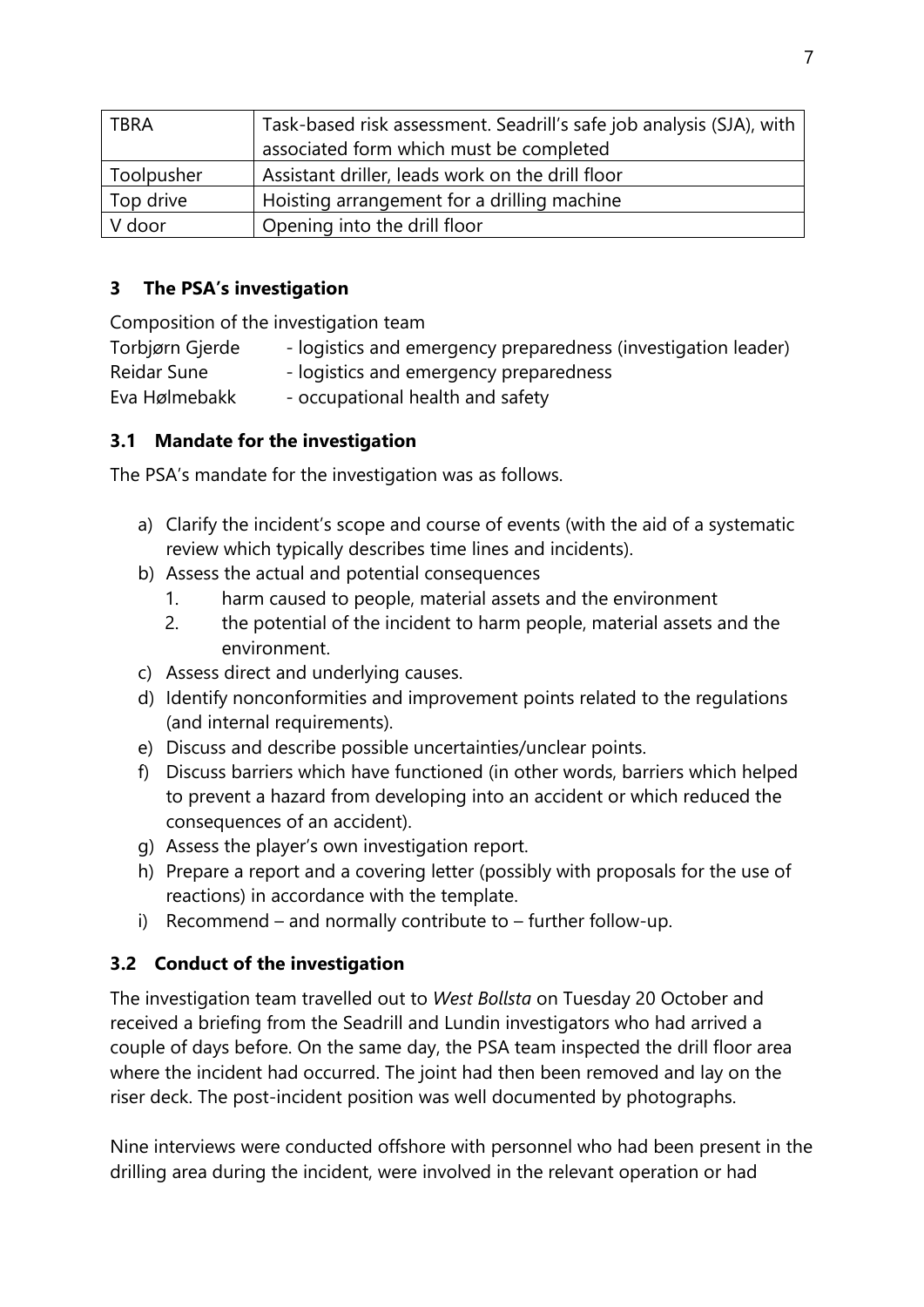| TBRA | Task-based risk assessment. Seadrill's safe job analysis (SJA), with associated form which must be completed |
| --- | --- |
| Toolpusher | Assistant driller, leads work on the drill floor |
| Top drive | Hoisting arrangement for a drilling machine |
| V door | Opening into the drill floor |

## 3 The PSA's investigation

Composition of the investigation team

Torbjørn Gjerde - logistics and emergency preparedness (investigation leader)
Reidar Sune - logistics and emergency preparedness
Eva Hølmebakk - occupational health and safety

### 3.1 Mandate for the investigation

The PSA's mandate for the investigation was as follows.

a) Clarify the incident's scope and course of events (with the aid of a systematic review which typically describes time lines and incidents).
b) Assess the actual and potential consequences
   1. harm caused to people, material assets and the environment
   2. the potential of the incident to harm people, material assets and the environment.
c) Assess direct and underlying causes.
d) Identify nonconformities and improvement points related to the regulations (and internal requirements).
e) Discuss and describe possible uncertainties/unclear points.
f) Discuss barriers which have functioned (in other words, barriers which helped to prevent a hazard from developing into an accident or which reduced the consequences of an accident).
g) Assess the player's own investigation report.
h) Prepare a report and a covering letter (possibly with proposals for the use of reactions) in accordance with the template.
i) Recommend – and normally contribute to – further follow-up.

### 3.2 Conduct of the investigation

The investigation team travelled out to *West Bollsta* on Tuesday 20 October and received a briefing from the Seadrill and Lundin investigators who had arrived a couple of days before. On the same day, the PSA team inspected the drill floor area where the incident had occurred. The joint had then been removed and lay on the riser deck. The post-incident position was well documented by photographs.

Nine interviews were conducted offshore with personnel who had been present in the drilling area during the incident, were involved in the relevant operation or had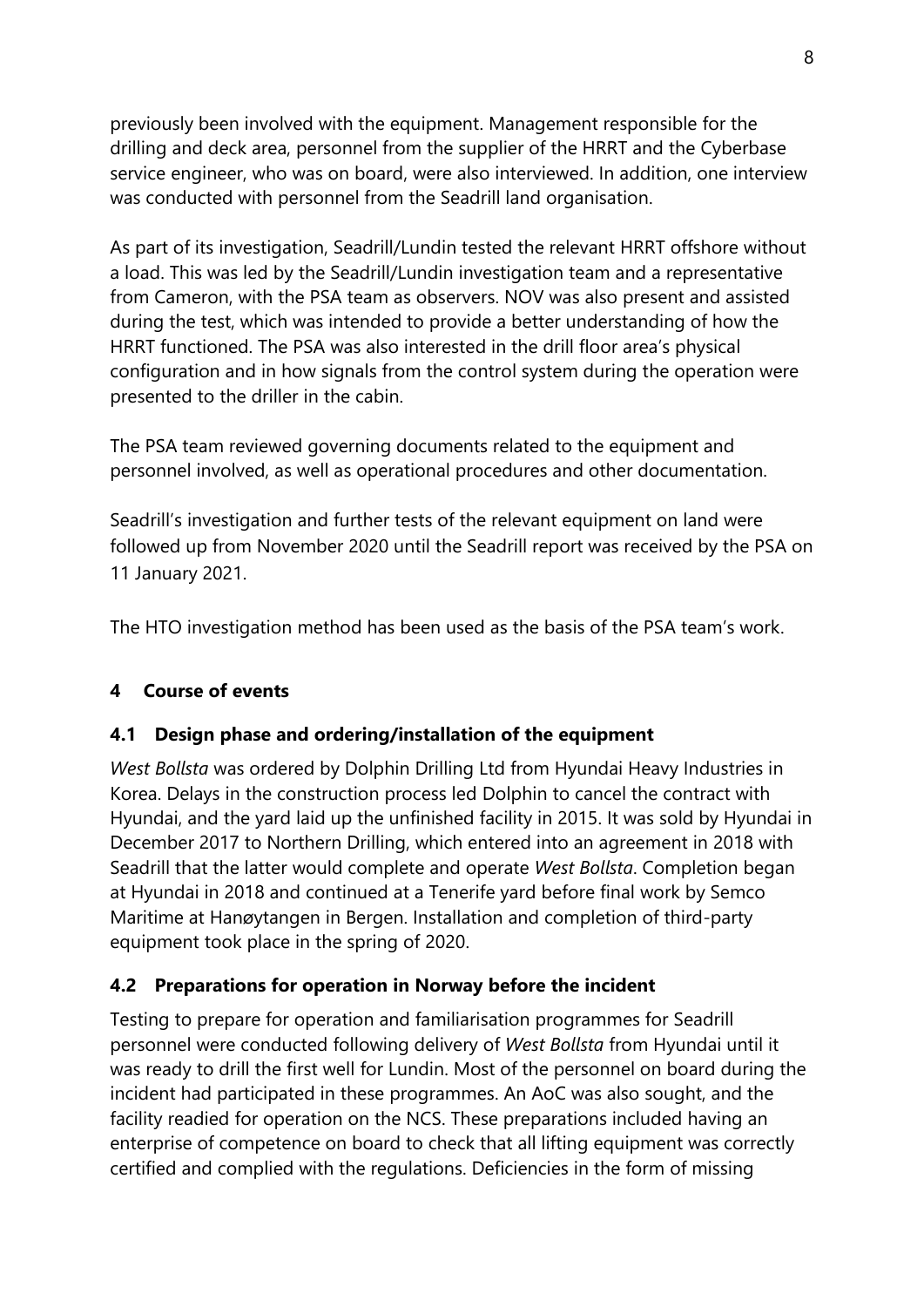previously been involved with the equipment. Management responsible for the drilling and deck area, personnel from the supplier of the HRRT and the Cyberbase service engineer, who was on board, were also interviewed. In addition, one interview was conducted with personnel from the Seadrill land organisation.

As part of its investigation, Seadrill/Lundin tested the relevant HRRT offshore without a load. This was led by the Seadrill/Lundin investigation team and a representative from Cameron, with the PSA team as observers. NOV was also present and assisted during the test, which was intended to provide a better understanding of how the HRRT functioned. The PSA was also interested in the drill floor area's physical configuration and in how signals from the control system during the operation were presented to the driller in the cabin.

The PSA team reviewed governing documents related to the equipment and personnel involved, as well as operational procedures and other documentation.

Seadrill's investigation and further tests of the relevant equipment on land were followed up from November 2020 until the Seadrill report was received by the PSA on 11 January 2021.

The HTO investigation method has been used as the basis of the PSA team's work.

## 4 Course of events

### 4.1 Design phase and ordering/installation of the equipment

*West Bollsta* was ordered by Dolphin Drilling Ltd from Hyundai Heavy Industries in Korea. Delays in the construction process led Dolphin to cancel the contract with Hyundai, and the yard laid up the unfinished facility in 2015. It was sold by Hyundai in December 2017 to Northern Drilling, which entered into an agreement in 2018 with Seadrill that the latter would complete and operate *West Bollsta*. Completion began at Hyundai in 2018 and continued at a Tenerife yard before final work by Semco Maritime at Hanøytangen in Bergen. Installation and completion of third-party equipment took place in the spring of 2020.

### 4.2 Preparations for operation in Norway before the incident

Testing to prepare for operation and familiarisation programmes for Seadrill personnel were conducted following delivery of *West Bollsta* from Hyundai until it was ready to drill the first well for Lundin. Most of the personnel on board during the incident had participated in these programmes. An AoC was also sought, and the facility readied for operation on the NCS. These preparations included having an enterprise of competence on board to check that all lifting equipment was correctly certified and complied with the regulations. Deficiencies in the form of missing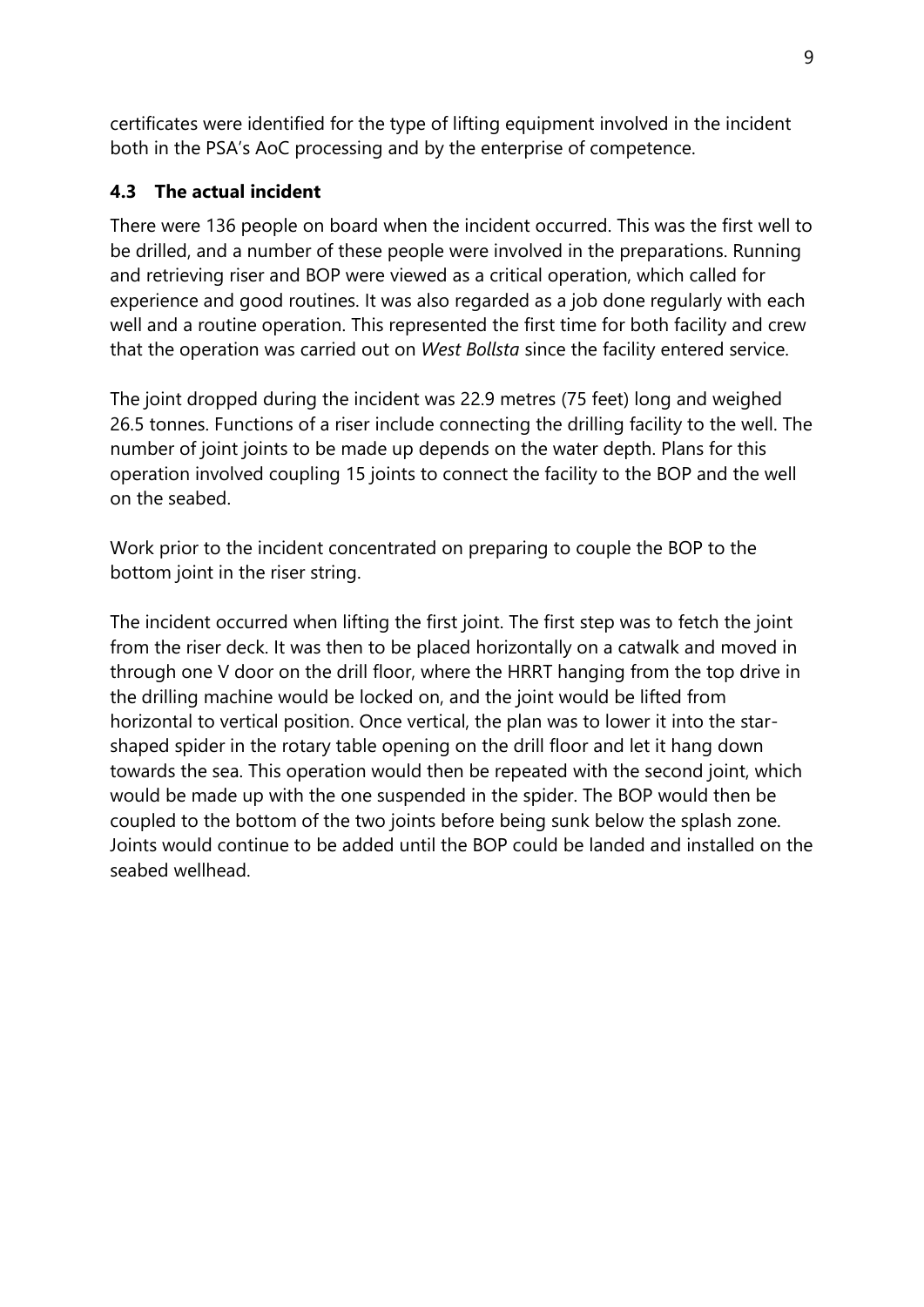certificates were identified for the type of lifting equipment involved in the incident both in the PSA's AoC processing and by the enterprise of competence.

### 4.3 The actual incident

There were 136 people on board when the incident occurred. This was the first well to be drilled, and a number of these people were involved in the preparations. Running and retrieving riser and BOP were viewed as a critical operation, which called for experience and good routines. It was also regarded as a job done regularly with each well and a routine operation. This represented the first time for both facility and crew that the operation was carried out on *West Bollsta* since the facility entered service.

The joint dropped during the incident was 22.9 metres (75 feet) long and weighed 26.5 tonnes. Functions of a riser include connecting the drilling facility to the well. The number of joint joints to be made up depends on the water depth. Plans for this operation involved coupling 15 joints to connect the facility to the BOP and the well on the seabed.

Work prior to the incident concentrated on preparing to couple the BOP to the bottom joint in the riser string.

The incident occurred when lifting the first joint. The first step was to fetch the joint from the riser deck. It was then to be placed horizontally on a catwalk and moved in through one V door on the drill floor, where the HRRT hanging from the top drive in the drilling machine would be locked on, and the joint would be lifted from horizontal to vertical position. Once vertical, the plan was to lower it into the star-shaped spider in the rotary table opening on the drill floor and let it hang down towards the sea. This operation would then be repeated with the second joint, which would be made up with the one suspended in the spider. The BOP would then be coupled to the bottom of the two joints before being sunk below the splash zone. Joints would continue to be added until the BOP could be landed and installed on the seabed wellhead.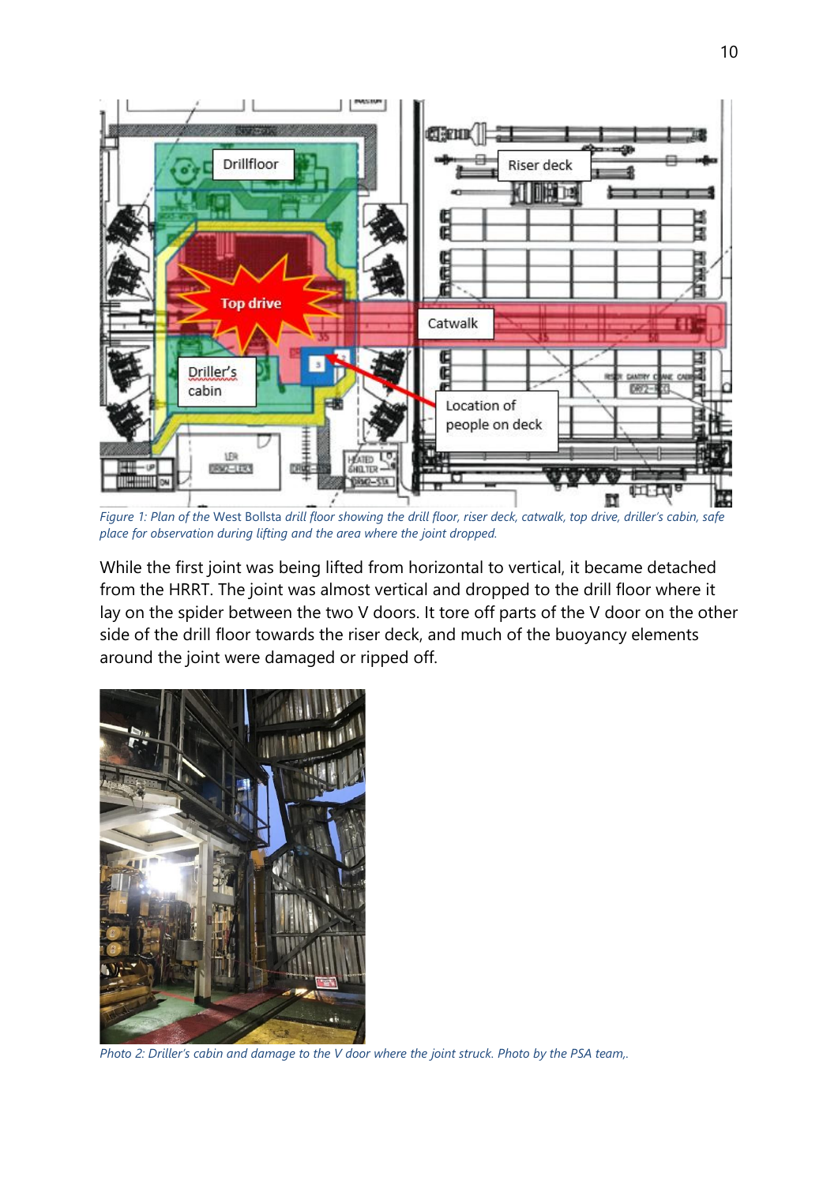*Figure 1: Plan of the* West Bollsta *drill floor showing the drill floor, riser deck, catwalk, top drive, driller's cabin, safe place for observation during lifting and the area where the joint dropped.*

While the first joint was being lifted from horizontal to vertical, it became detached from the HRRT. The joint was almost vertical and dropped to the drill floor where it lay on the spider between the two V doors. It tore off parts of the V door on the other side of the drill floor towards the riser deck, and much of the buoyancy elements around the joint were damaged or ripped off.

*Photo 2: Driller's cabin and damage to the V door where the joint struck. Photo by the PSA team,.*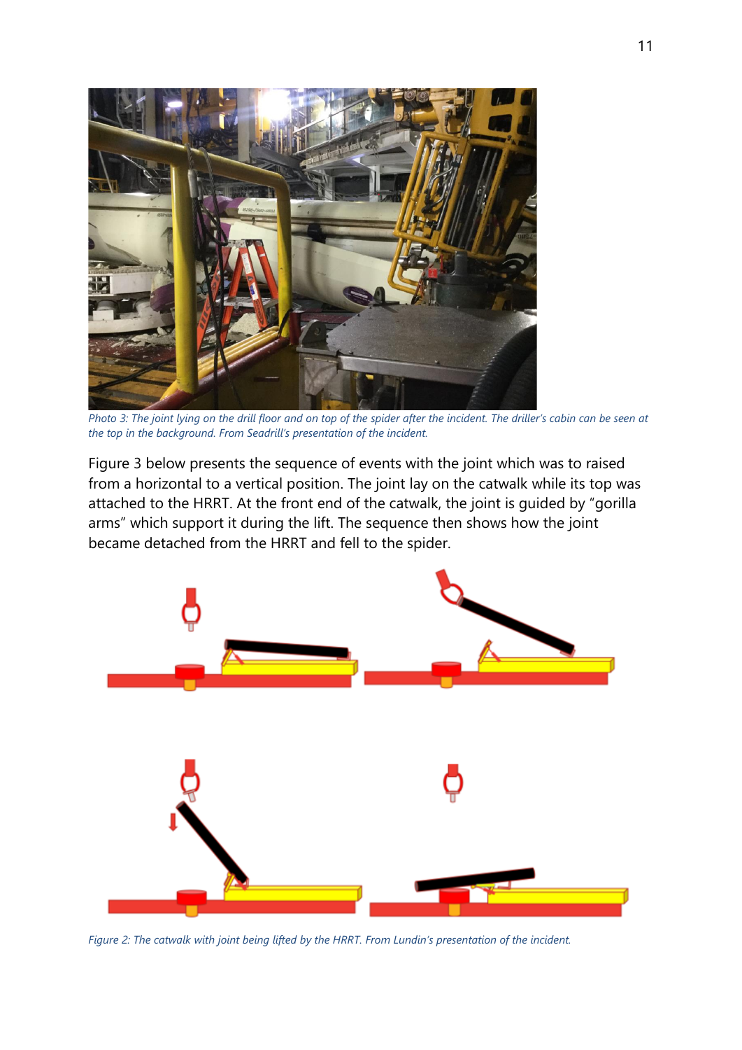*Photo 3: The joint lying on the drill floor and on top of the spider after the incident. The driller's cabin can be seen at the top in the background. From Seadrill's presentation of the incident.*

Figure 3 below presents the sequence of events with the joint which was to raised from a horizontal to a vertical position. The joint lay on the catwalk while its top was attached to the HRRT. At the front end of the catwalk, the joint is guided by "gorilla arms" which support it during the lift. The sequence then shows how the joint became detached from the HRRT and fell to the spider.

*Figure 2: The catwalk with joint being lifted by the HRRT. From Lundin's presentation of the incident.*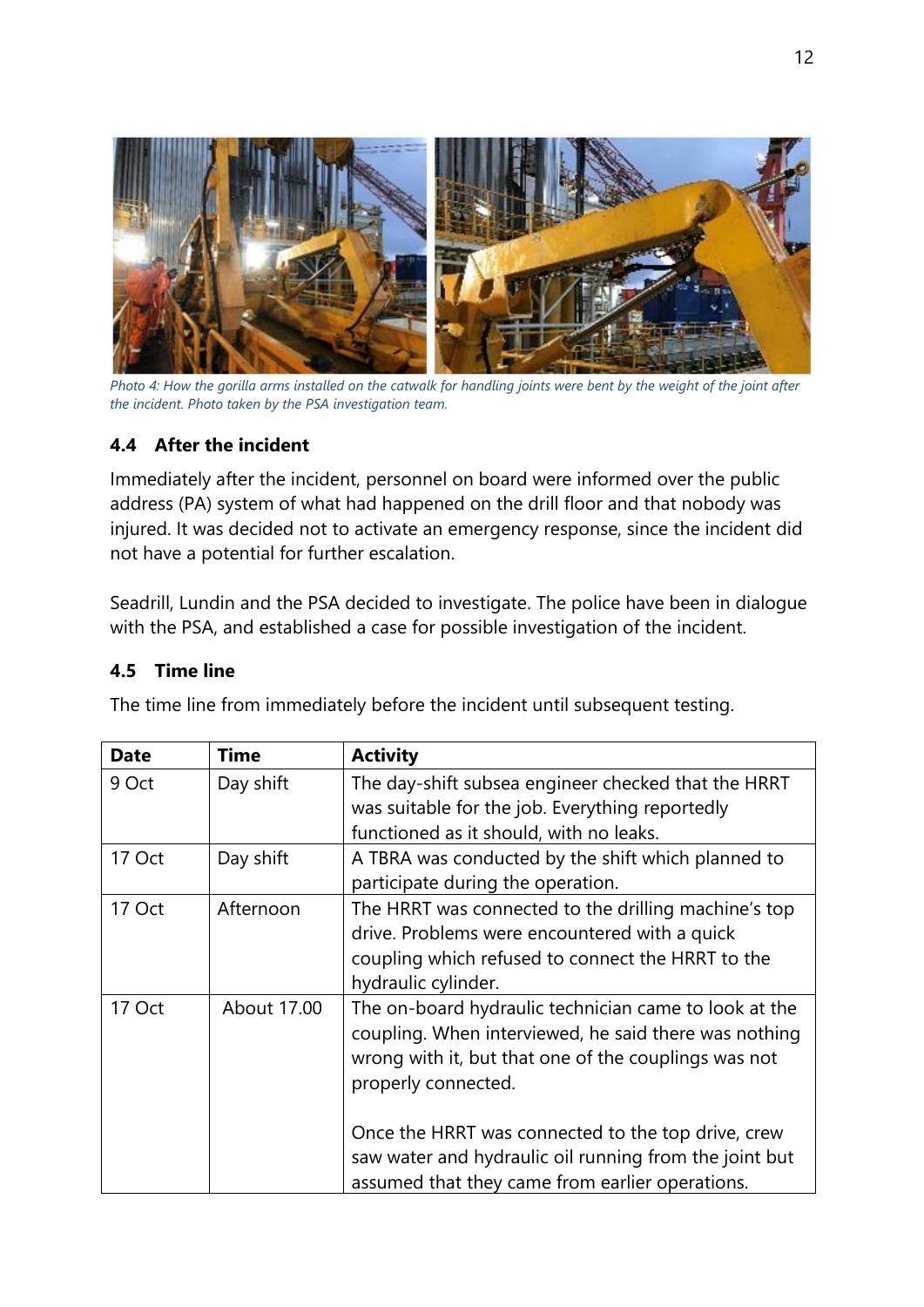*Photo 4: How the gorilla arms installed on the catwalk for handling joints were bent by the weight of the joint after the incident. Photo taken by the PSA investigation team.*

### 4.4 After the incident

Immediately after the incident, personnel on board were informed over the public address (PA) system of what had happened on the drill floor and that nobody was injured. It was decided not to activate an emergency response, since the incident did not have a potential for further escalation.

Seadrill, Lundin and the PSA decided to investigate. The police have been in dialogue with the PSA, and established a case for possible investigation of the incident.

### 4.5 Time line

The time line from immediately before the incident until subsequent testing.

| Date | Time | Activity |
| --- | --- | --- |
| 9 Oct | Day shift | The day-shift subsea engineer checked that the HRRT was suitable for the job. Everything reportedly functioned as it should, with no leaks. |
| 17 Oct | Day shift | A TBRA was conducted by the shift which planned to participate during the operation. |
| 17 Oct | Afternoon | The HRRT was connected to the drilling machine's top drive. Problems were encountered with a quick coupling which refused to connect the HRRT to the hydraulic cylinder. |
| 17 Oct | About 17.00 | The on-board hydraulic technician came to look at the coupling. When interviewed, he said there was nothing wrong with it, but that one of the couplings was not properly connected.<br><br>Once the HRRT was connected to the top drive, crew saw water and hydraulic oil running from the joint but assumed that they came from earlier operations. |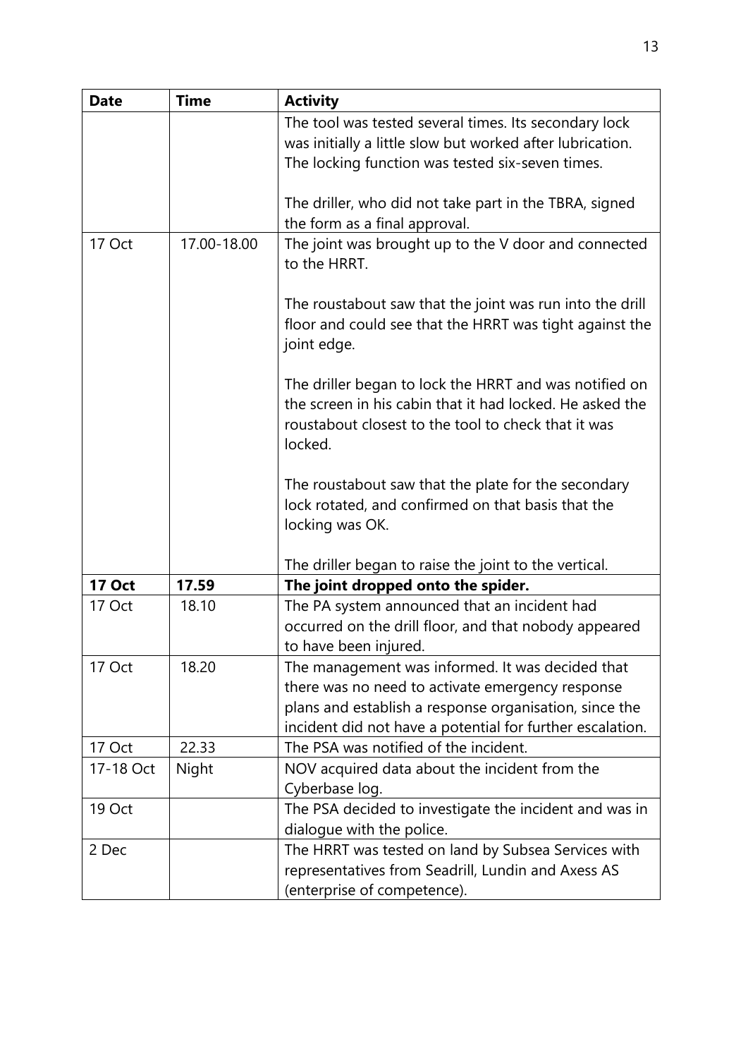| Date | Time | Activity |
|---|---|---|
| | | The tool was tested several times. Its secondary lock was initially a little slow but worked after lubrication. The locking function was tested six-seven times.<br><br>The driller, who did not take part in the TBRA, signed the form as a final approval. |
| 17 Oct | 17.00-18.00 | The joint was brought up to the V door and connected to the HRRT.<br><br>The roustabout saw that the joint was run into the drill floor and could see that the HRRT was tight against the joint edge.<br><br>The driller began to lock the HRRT and was notified on the screen in his cabin that it had locked. He asked the roustabout closest to the tool to check that it was locked.<br><br>The roustabout saw that the plate for the secondary lock rotated, and confirmed on that basis that the locking was OK.<br><br>The driller began to raise the joint to the vertical. |
| **17 Oct** | **17.59** | **The joint dropped onto the spider.** |
| 17 Oct | 18.10 | The PA system announced that an incident had occurred on the drill floor, and that nobody appeared to have been injured. |
| 17 Oct | 18.20 | The management was informed. It was decided that there was no need to activate emergency response plans and establish a response organisation, since the incident did not have a potential for further escalation. |
| 17 Oct | 22.33 | The PSA was notified of the incident. |
| 17-18 Oct | Night | NOV acquired data about the incident from the Cyberbase log. |
| 19 Oct | | The PSA decided to investigate the incident and was in dialogue with the police. |
| 2 Dec | | The HRRT was tested on land by Subsea Services with representatives from Seadrill, Lundin and Axess AS (enterprise of competence). |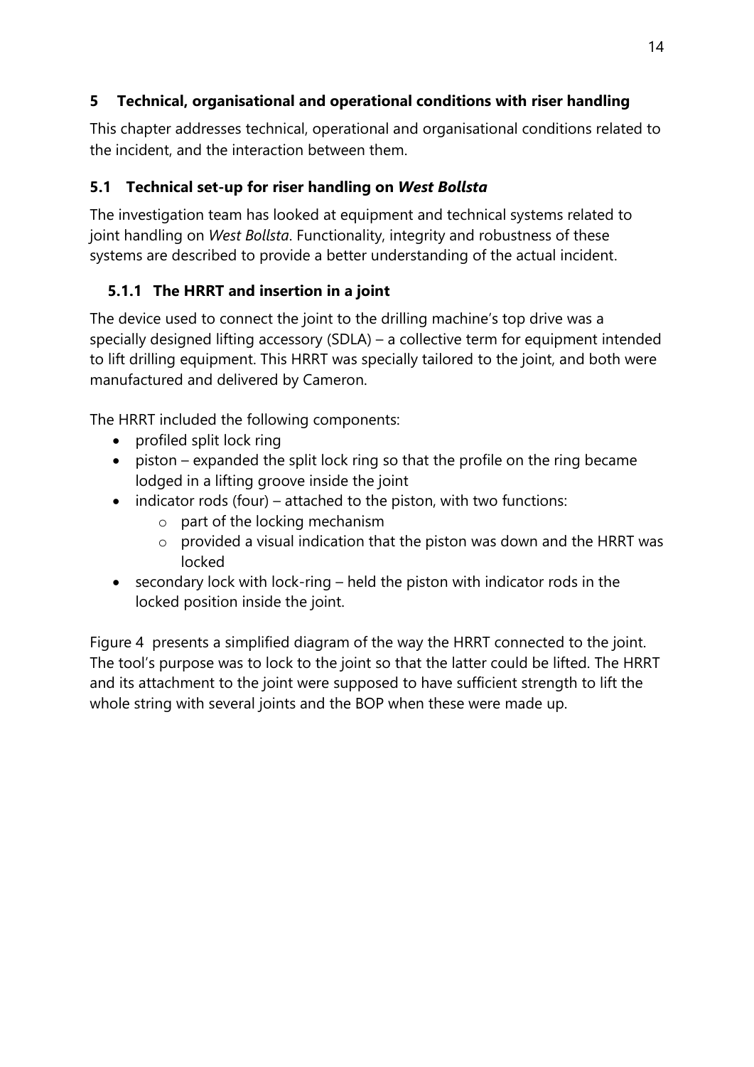# 5 Technical, organisational and operational conditions with riser handling

This chapter addresses technical, operational and organisational conditions related to the incident, and the interaction between them.

## 5.1 Technical set-up for riser handling on *West Bollsta*

The investigation team has looked at equipment and technical systems related to joint handling on *West Bollsta*. Functionality, integrity and robustness of these systems are described to provide a better understanding of the actual incident.

### 5.1.1 The HRRT and insertion in a joint

The device used to connect the joint to the drilling machine's top drive was a specially designed lifting accessory (SDLA) – a collective term for equipment intended to lift drilling equipment. This HRRT was specially tailored to the joint, and both were manufactured and delivered by Cameron.

The HRRT included the following components:

- profiled split lock ring
- piston – expanded the split lock ring so that the profile on the ring became lodged in a lifting groove inside the joint
- indicator rods (four) – attached to the piston, with two functions:
    - part of the locking mechanism
    - provided a visual indication that the piston was down and the HRRT was locked
- secondary lock with lock-ring – held the piston with indicator rods in the locked position inside the joint.

Figure 4 presents a simplified diagram of the way the HRRT connected to the joint. The tool's purpose was to lock to the joint so that the latter could be lifted. The HRRT and its attachment to the joint were supposed to have sufficient strength to lift the whole string with several joints and the BOP when these were made up.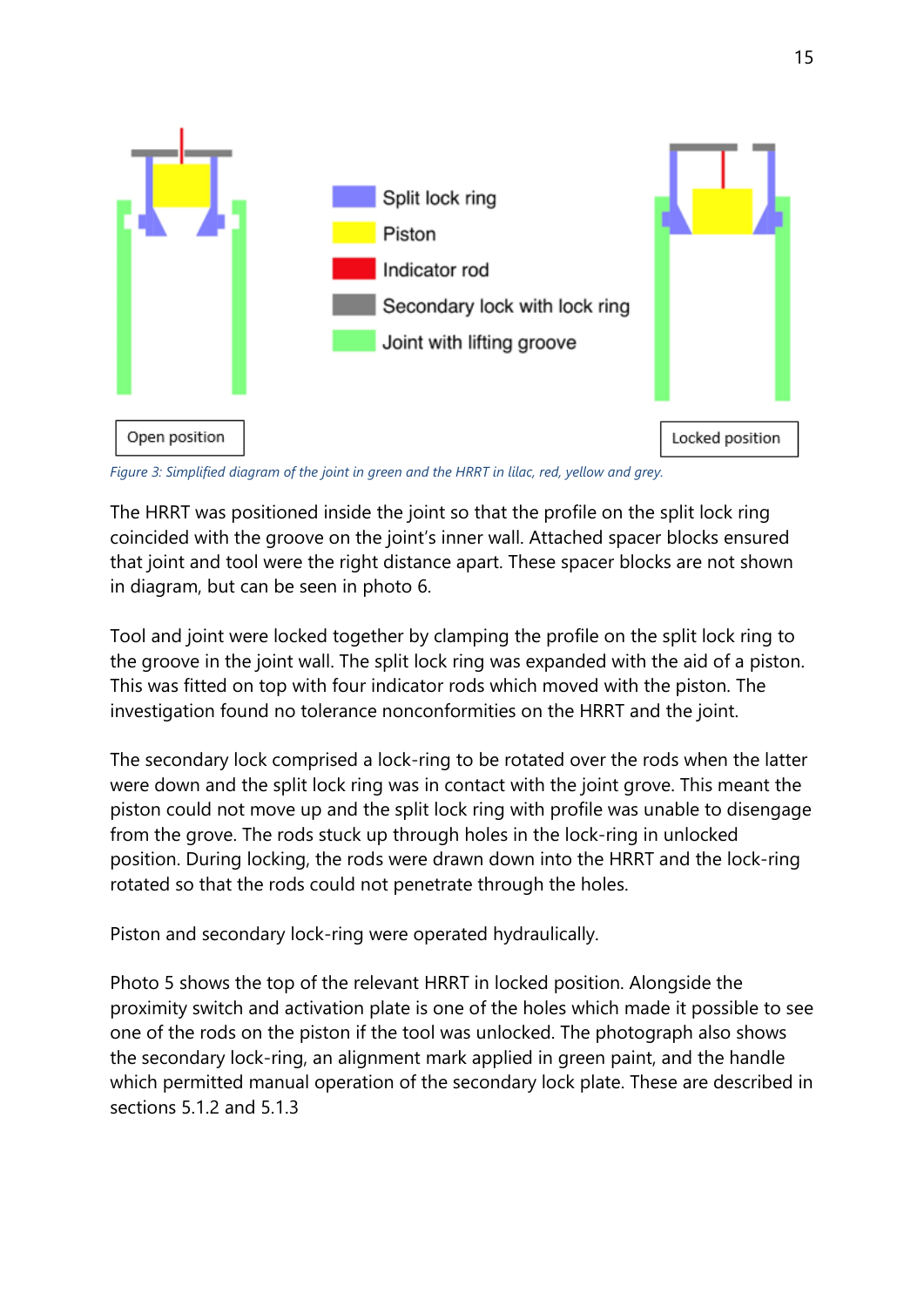Open position

Split lock ring
Piston
Indicator rod
Secondary lock with lock ring
Joint with lifting groove

Locked position

*Figure 3: Simplified diagram of the joint in green and the HRRT in lilac, red, yellow and grey.*

The HRRT was positioned inside the joint so that the profile on the split lock ring coincided with the groove on the joint's inner wall. Attached spacer blocks ensured that joint and tool were the right distance apart. These spacer blocks are not shown in diagram, but can be seen in photo 6.

Tool and joint were locked together by clamping the profile on the split lock ring to the groove in the joint wall. The split lock ring was expanded with the aid of a piston. This was fitted on top with four indicator rods which moved with the piston. The investigation found no tolerance nonconformities on the HRRT and the joint.

The secondary lock comprised a lock-ring to be rotated over the rods when the latter were down and the split lock ring was in contact with the joint grove. This meant the piston could not move up and the split lock ring with profile was unable to disengage from the grove. The rods stuck up through holes in the lock-ring in unlocked position. During locking, the rods were drawn down into the HRRT and the lock-ring rotated so that the rods could not penetrate through the holes.

Piston and secondary lock-ring were operated hydraulically.

Photo 5 shows the top of the relevant HRRT in locked position. Alongside the proximity switch and activation plate is one of the holes which made it possible to see one of the rods on the piston if the tool was unlocked. The photograph also shows the secondary lock-ring, an alignment mark applied in green paint, and the handle which permitted manual operation of the secondary lock plate. These are described in sections 5.1.2 and 5.1.3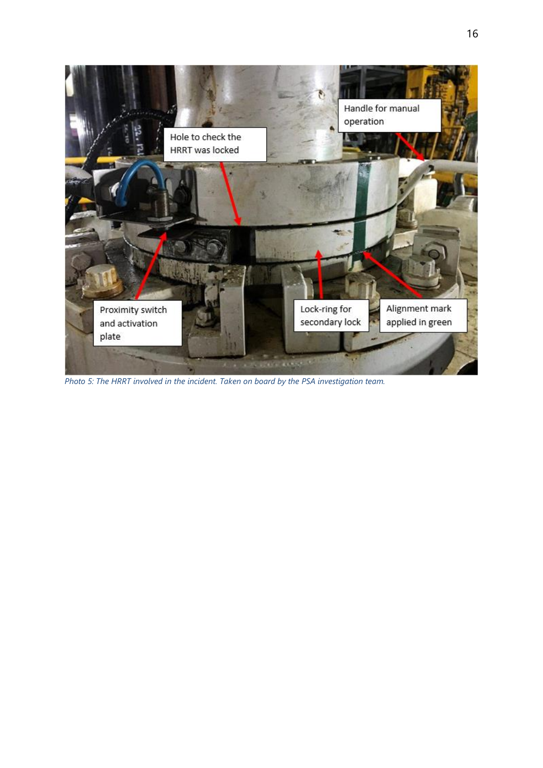Photo 5: The HRRT involved in the incident. Taken on board by the PSA investigation team.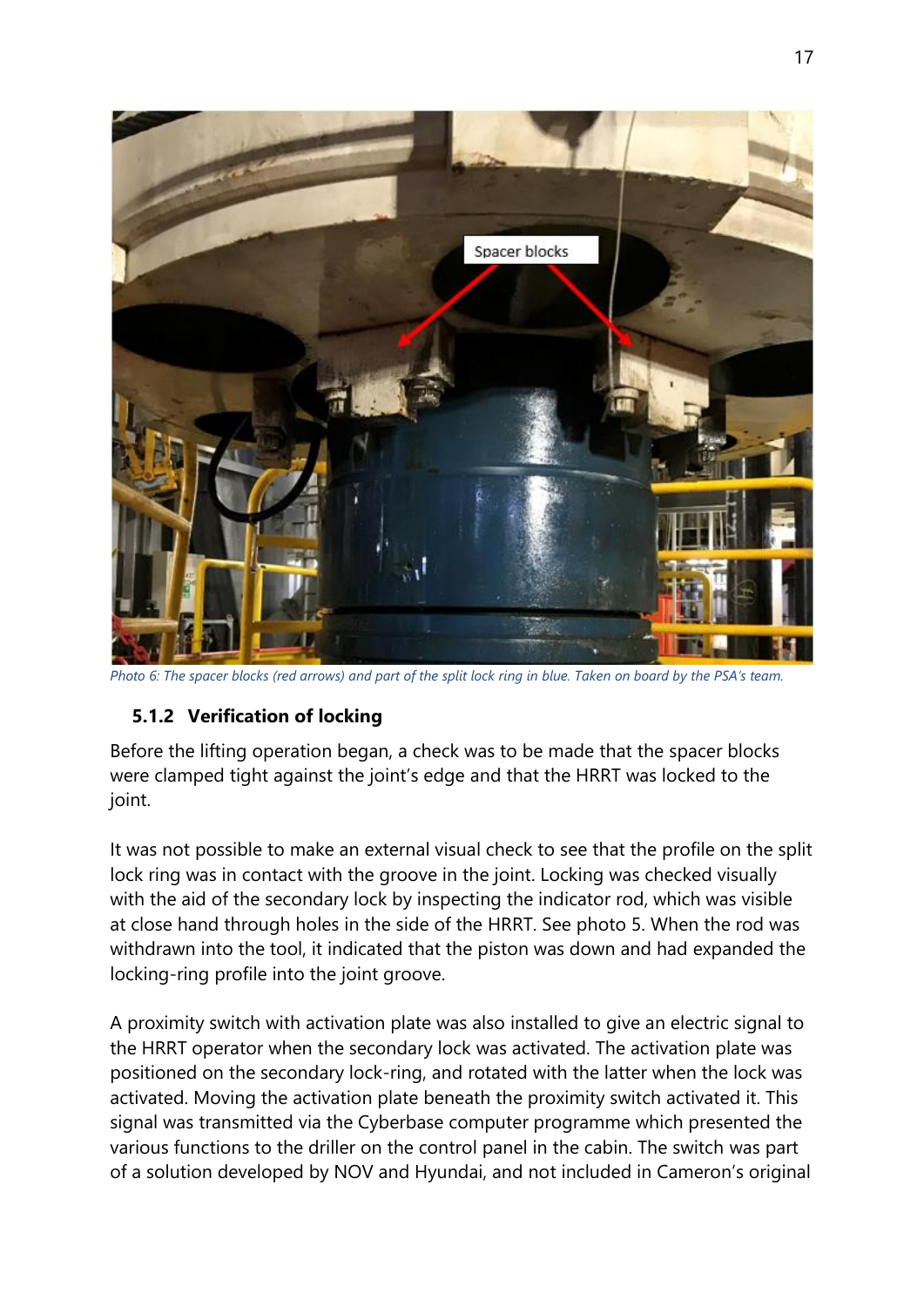Photo 6: The spacer blocks (red arrows) and part of the split lock ring in blue. Taken on board by the PSA's team.

### 5.1.2 Verification of locking

Before the lifting operation began, a check was to be made that the spacer blocks were clamped tight against the joint's edge and that the HRRT was locked to the joint.

It was not possible to make an external visual check to see that the profile on the split lock ring was in contact with the groove in the joint. Locking was checked visually with the aid of the secondary lock by inspecting the indicator rod, which was visible at close hand through holes in the side of the HRRT. See photo 5. When the rod was withdrawn into the tool, it indicated that the piston was down and had expanded the locking-ring profile into the joint groove.

A proximity switch with activation plate was also installed to give an electric signal to the HRRT operator when the secondary lock was activated. The activation plate was positioned on the secondary lock-ring, and rotated with the latter when the lock was activated. Moving the activation plate beneath the proximity switch activated it. This signal was transmitted via the Cyberbase computer programme which presented the various functions to the driller on the control panel in the cabin. The switch was part of a solution developed by NOV and Hyundai, and not included in Cameron's original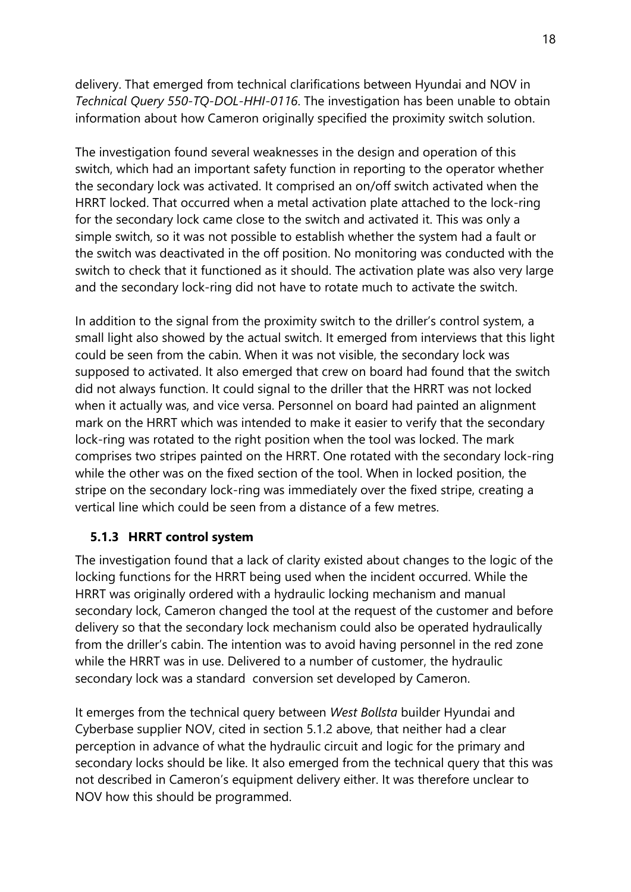delivery. That emerged from technical clarifications between Hyundai and NOV in *Technical Query 550-TQ-DOL-HHI-0116*. The investigation has been unable to obtain information about how Cameron originally specified the proximity switch solution.

The investigation found several weaknesses in the design and operation of this switch, which had an important safety function in reporting to the operator whether the secondary lock was activated. It comprised an on/off switch activated when the HRRT locked. That occurred when a metal activation plate attached to the lock-ring for the secondary lock came close to the switch and activated it. This was only a simple switch, so it was not possible to establish whether the system had a fault or the switch was deactivated in the off position. No monitoring was conducted with the switch to check that it functioned as it should. The activation plate was also very large and the secondary lock-ring did not have to rotate much to activate the switch.

In addition to the signal from the proximity switch to the driller's control system, a small light also showed by the actual switch. It emerged from interviews that this light could be seen from the cabin. When it was not visible, the secondary lock was supposed to activated. It also emerged that crew on board had found that the switch did not always function. It could signal to the driller that the HRRT was not locked when it actually was, and vice versa. Personnel on board had painted an alignment mark on the HRRT which was intended to make it easier to verify that the secondary lock-ring was rotated to the right position when the tool was locked. The mark comprises two stripes painted on the HRRT. One rotated with the secondary lock-ring while the other was on the fixed section of the tool. When in locked position, the stripe on the secondary lock-ring was immediately over the fixed stripe, creating a vertical line which could be seen from a distance of a few metres.

### 5.1.3 HRRT control system

The investigation found that a lack of clarity existed about changes to the logic of the locking functions for the HRRT being used when the incident occurred. While the HRRT was originally ordered with a hydraulic locking mechanism and manual secondary lock, Cameron changed the tool at the request of the customer and before delivery so that the secondary lock mechanism could also be operated hydraulically from the driller's cabin. The intention was to avoid having personnel in the red zone while the HRRT was in use. Delivered to a number of customer, the hydraulic secondary lock was a standard conversion set developed by Cameron.

It emerges from the technical query between *West Bollsta* builder Hyundai and Cyberbase supplier NOV, cited in section 5.1.2 above, that neither had a clear perception in advance of what the hydraulic circuit and logic for the primary and secondary locks should be like. It also emerged from the technical query that this was not described in Cameron's equipment delivery either. It was therefore unclear to NOV how this should be programmed.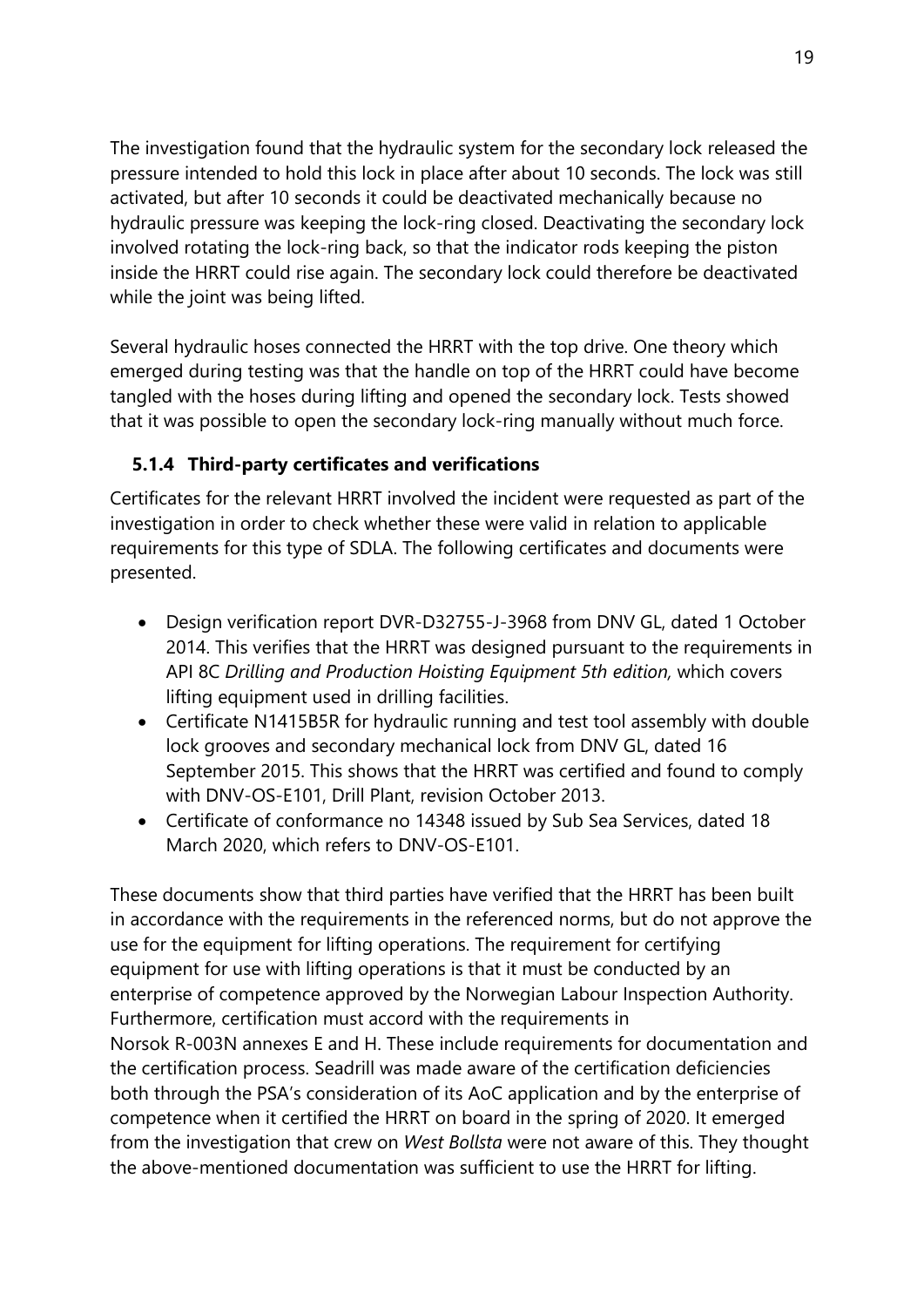The investigation found that the hydraulic system for the secondary lock released the pressure intended to hold this lock in place after about 10 seconds. The lock was still activated, but after 10 seconds it could be deactivated mechanically because no hydraulic pressure was keeping the lock-ring closed. Deactivating the secondary lock involved rotating the lock-ring back, so that the indicator rods keeping the piston inside the HRRT could rise again. The secondary lock could therefore be deactivated while the joint was being lifted.

Several hydraulic hoses connected the HRRT with the top drive. One theory which emerged during testing was that the handle on top of the HRRT could have become tangled with the hoses during lifting and opened the secondary lock. Tests showed that it was possible to open the secondary lock-ring manually without much force.

### 5.1.4 Third-party certificates and verifications

Certificates for the relevant HRRT involved the incident were requested as part of the investigation in order to check whether these were valid in relation to applicable requirements for this type of SDLA. The following certificates and documents were presented.

- Design verification report DVR-D32755-J-3968 from DNV GL, dated 1 October 2014. This verifies that the HRRT was designed pursuant to the requirements in API 8C *Drilling and Production Hoisting Equipment 5th edition,* which covers lifting equipment used in drilling facilities.
- Certificate N1415B5R for hydraulic running and test tool assembly with double lock grooves and secondary mechanical lock from DNV GL, dated 16 September 2015. This shows that the HRRT was certified and found to comply with DNV-OS-E101, Drill Plant, revision October 2013.
- Certificate of conformance no 14348 issued by Sub Sea Services, dated 18 March 2020, which refers to DNV-OS-E101.

These documents show that third parties have verified that the HRRT has been built in accordance with the requirements in the referenced norms, but do not approve the use for the equipment for lifting operations. The requirement for certifying equipment for use with lifting operations is that it must be conducted by an enterprise of competence approved by the Norwegian Labour Inspection Authority. Furthermore, certification must accord with the requirements in Norsok R-003N annexes E and H. These include requirements for documentation and the certification process. Seadrill was made aware of the certification deficiencies both through the PSA's consideration of its AoC application and by the enterprise of competence when it certified the HRRT on board in the spring of 2020. It emerged from the investigation that crew on *West Bollsta* were not aware of this. They thought the above-mentioned documentation was sufficient to use the HRRT for lifting.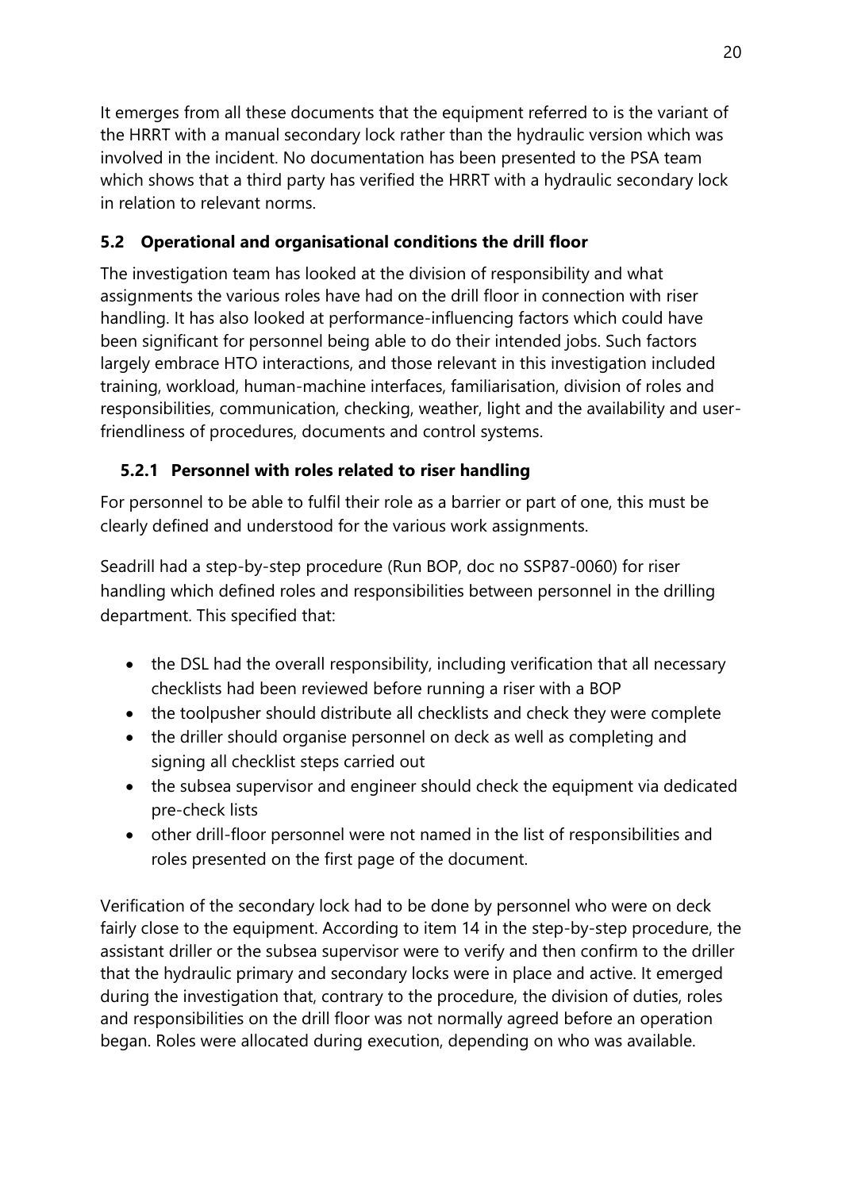It emerges from all these documents that the equipment referred to is the variant of the HRRT with a manual secondary lock rather than the hydraulic version which was involved in the incident. No documentation has been presented to the PSA team which shows that a third party has verified the HRRT with a hydraulic secondary lock in relation to relevant norms.

## 5.2 Operational and organisational conditions the drill floor

The investigation team has looked at the division of responsibility and what assignments the various roles have had on the drill floor in connection with riser handling. It has also looked at performance-influencing factors which could have been significant for personnel being able to do their intended jobs. Such factors largely embrace HTO interactions, and those relevant in this investigation included training, workload, human-machine interfaces, familiarisation, division of roles and responsibilities, communication, checking, weather, light and the availability and user-friendliness of procedures, documents and control systems.

### 5.2.1 Personnel with roles related to riser handling

For personnel to be able to fulfil their role as a barrier or part of one, this must be clearly defined and understood for the various work assignments.

Seadrill had a step-by-step procedure (Run BOP, doc no SSP87-0060) for riser handling which defined roles and responsibilities between personnel in the drilling department. This specified that:

- the DSL had the overall responsibility, including verification that all necessary checklists had been reviewed before running a riser with a BOP
- the toolpusher should distribute all checklists and check they were complete
- the driller should organise personnel on deck as well as completing and signing all checklist steps carried out
- the subsea supervisor and engineer should check the equipment via dedicated pre-check lists
- other drill-floor personnel were not named in the list of responsibilities and roles presented on the first page of the document.

Verification of the secondary lock had to be done by personnel who were on deck fairly close to the equipment. According to item 14 in the step-by-step procedure, the assistant driller or the subsea supervisor were to verify and then confirm to the driller that the hydraulic primary and secondary locks were in place and active. It emerged during the investigation that, contrary to the procedure, the division of duties, roles and responsibilities on the drill floor was not normally agreed before an operation began. Roles were allocated during execution, depending on who was available.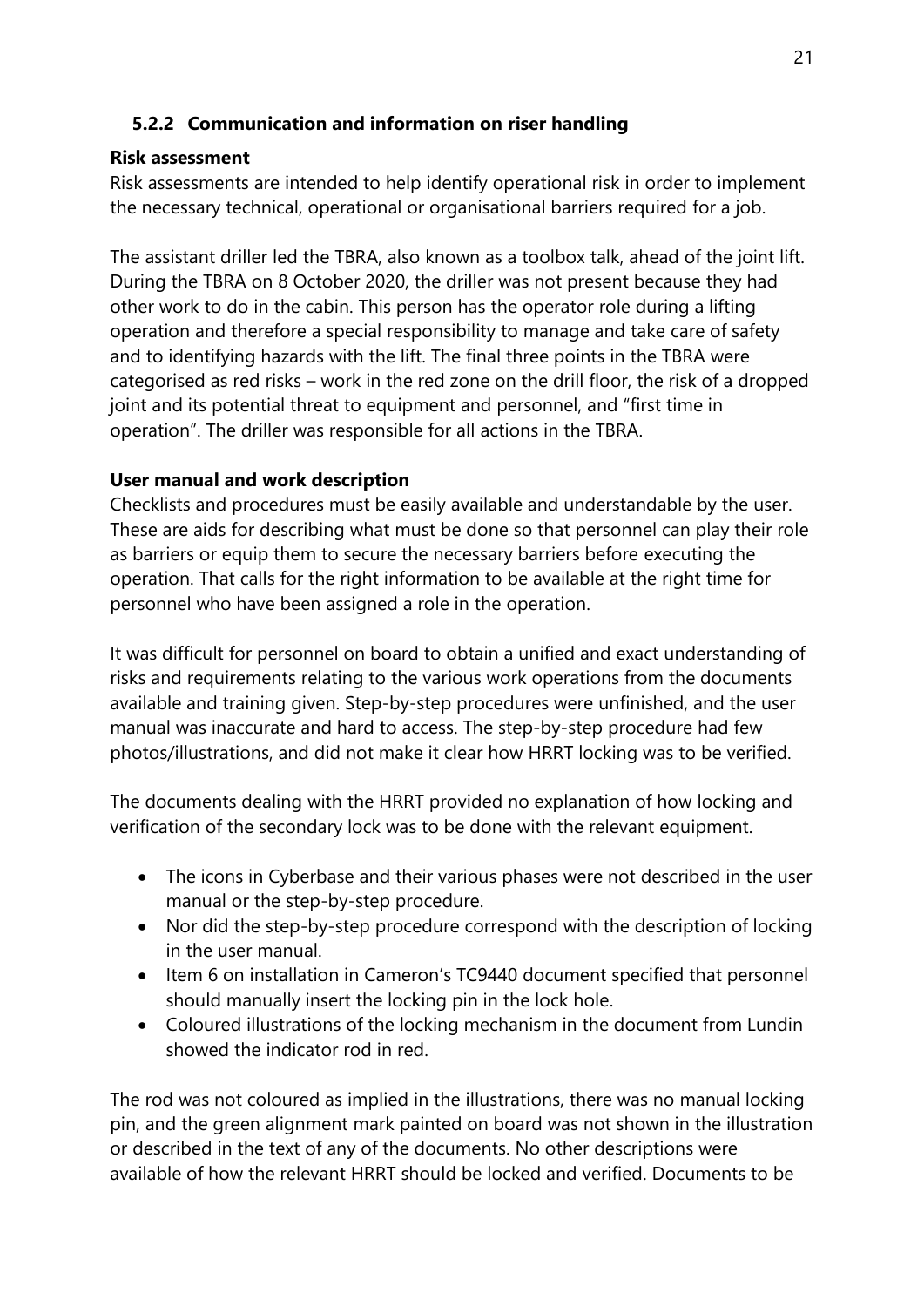### 5.2.2 Communication and information on riser handling

**Risk assessment**

Risk assessments are intended to help identify operational risk in order to implement the necessary technical, operational or organisational barriers required for a job.

The assistant driller led the TBRA, also known as a toolbox talk, ahead of the joint lift. During the TBRA on 8 October 2020, the driller was not present because they had other work to do in the cabin. This person has the operator role during a lifting operation and therefore a special responsibility to manage and take care of safety and to identifying hazards with the lift. The final three points in the TBRA were categorised as red risks – work in the red zone on the drill floor, the risk of a dropped joint and its potential threat to equipment and personnel, and "first time in operation". The driller was responsible for all actions in the TBRA.

**User manual and work description**

Checklists and procedures must be easily available and understandable by the user. These are aids for describing what must be done so that personnel can play their role as barriers or equip them to secure the necessary barriers before executing the operation. That calls for the right information to be available at the right time for personnel who have been assigned a role in the operation.

It was difficult for personnel on board to obtain a unified and exact understanding of risks and requirements relating to the various work operations from the documents available and training given. Step-by-step procedures were unfinished, and the user manual was inaccurate and hard to access. The step-by-step procedure had few photos/illustrations, and did not make it clear how HRRT locking was to be verified.

The documents dealing with the HRRT provided no explanation of how locking and verification of the secondary lock was to be done with the relevant equipment.

- The icons in Cyberbase and their various phases were not described in the user manual or the step-by-step procedure.
- Nor did the step-by-step procedure correspond with the description of locking in the user manual.
- Item 6 on installation in Cameron's TC9440 document specified that personnel should manually insert the locking pin in the lock hole.
- Coloured illustrations of the locking mechanism in the document from Lundin showed the indicator rod in red.

The rod was not coloured as implied in the illustrations, there was no manual locking pin, and the green alignment mark painted on board was not shown in the illustration or described in the text of any of the documents. No other descriptions were available of how the relevant HRRT should be locked and verified. Documents to be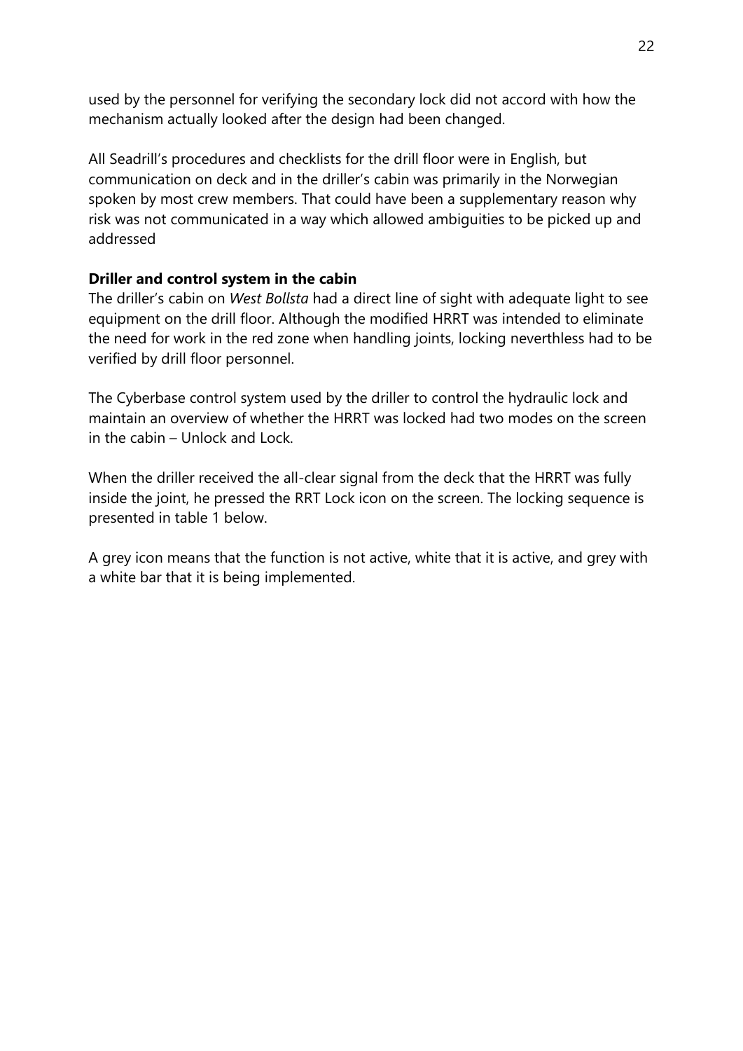used by the personnel for verifying the secondary lock did not accord with how the mechanism actually looked after the design had been changed.

All Seadrill's procedures and checklists for the drill floor were in English, but communication on deck and in the driller's cabin was primarily in the Norwegian spoken by most crew members. That could have been a supplementary reason why risk was not communicated in a way which allowed ambiguities to be picked up and addressed

**Driller and control system in the cabin**

The driller's cabin on *West Bollsta* had a direct line of sight with adequate light to see equipment on the drill floor. Although the modified HRRT was intended to eliminate the need for work in the red zone when handling joints, locking neverthless had to be verified by drill floor personnel.

The Cyberbase control system used by the driller to control the hydraulic lock and maintain an overview of whether the HRRT was locked had two modes on the screen in the cabin – Unlock and Lock.

When the driller received the all-clear signal from the deck that the HRRT was fully inside the joint, he pressed the RRT Lock icon on the screen. The locking sequence is presented in table 1 below.

A grey icon means that the function is not active, white that it is active, and grey with a white bar that it is being implemented.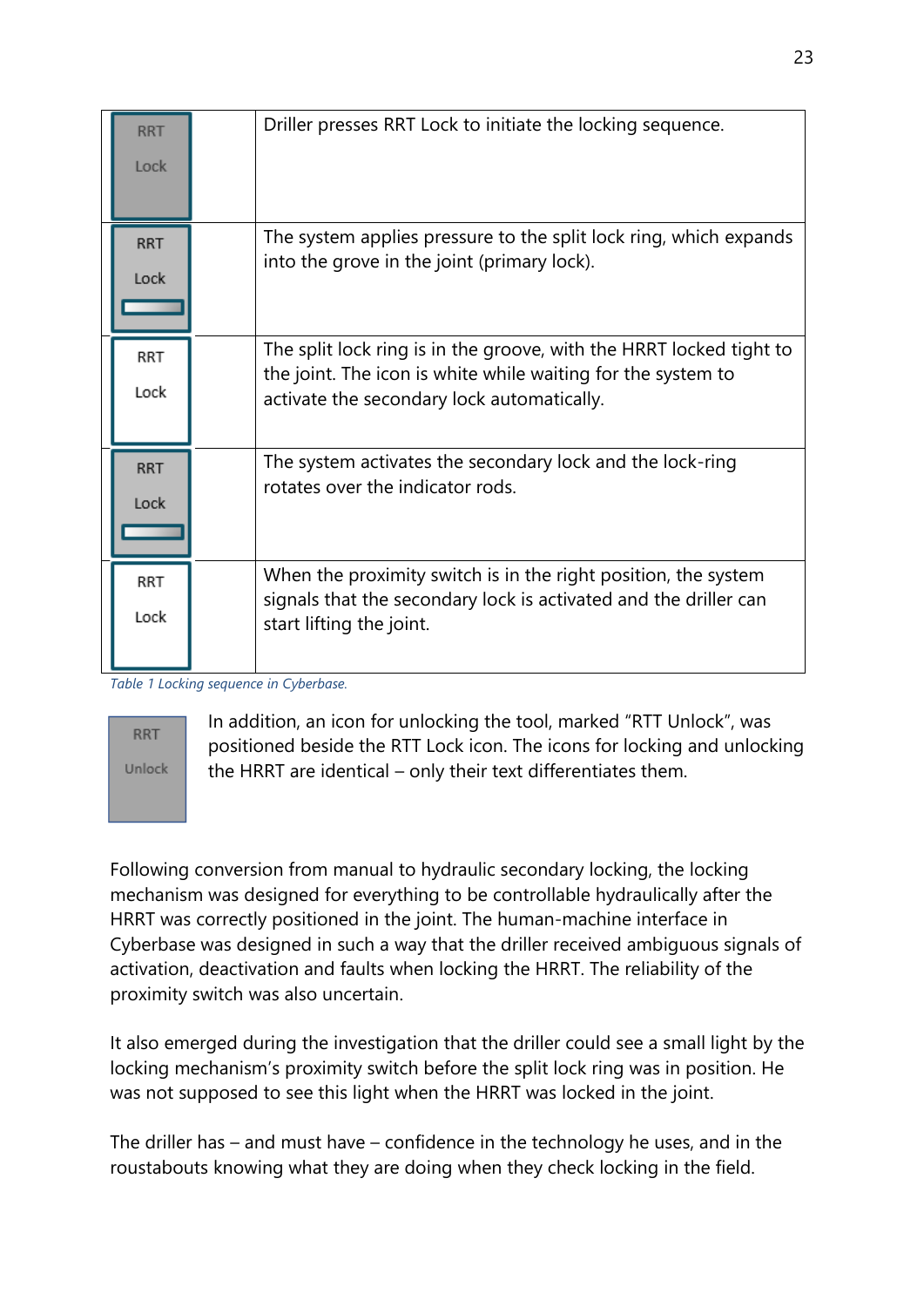| | |
|---|---|
| RRT Lock | Driller presses RRT Lock to initiate the locking sequence. |
| RRT Lock | The system applies pressure to the split lock ring, which expands into the grove in the joint (primary lock). |
| RRT Lock | The split lock ring is in the groove, with the HRRT locked tight to the joint. The icon is white while waiting for the system to activate the secondary lock automatically. |
| RRT Lock | The system activates the secondary lock and the lock-ring rotates over the indicator rods. |
| RRT Lock | When the proximity switch is in the right position, the system signals that the secondary lock is activated and the driller can start lifting the joint. |

*Table 1 Locking sequence in Cyberbase.*

RRT Unlock

In addition, an icon for unlocking the tool, marked "RTT Unlock", was positioned beside the RTT Lock icon. The icons for locking and unlocking the HRRT are identical – only their text differentiates them.

Following conversion from manual to hydraulic secondary locking, the locking mechanism was designed for everything to be controllable hydraulically after the HRRT was correctly positioned in the joint. The human-machine interface in Cyberbase was designed in such a way that the driller received ambiguous signals of activation, deactivation and faults when locking the HRRT. The reliability of the proximity switch was also uncertain.

It also emerged during the investigation that the driller could see a small light by the locking mechanism's proximity switch before the split lock ring was in position. He was not supposed to see this light when the HRRT was locked in the joint.

The driller has – and must have – confidence in the technology he uses, and in the roustabouts knowing what they are doing when they check locking in the field.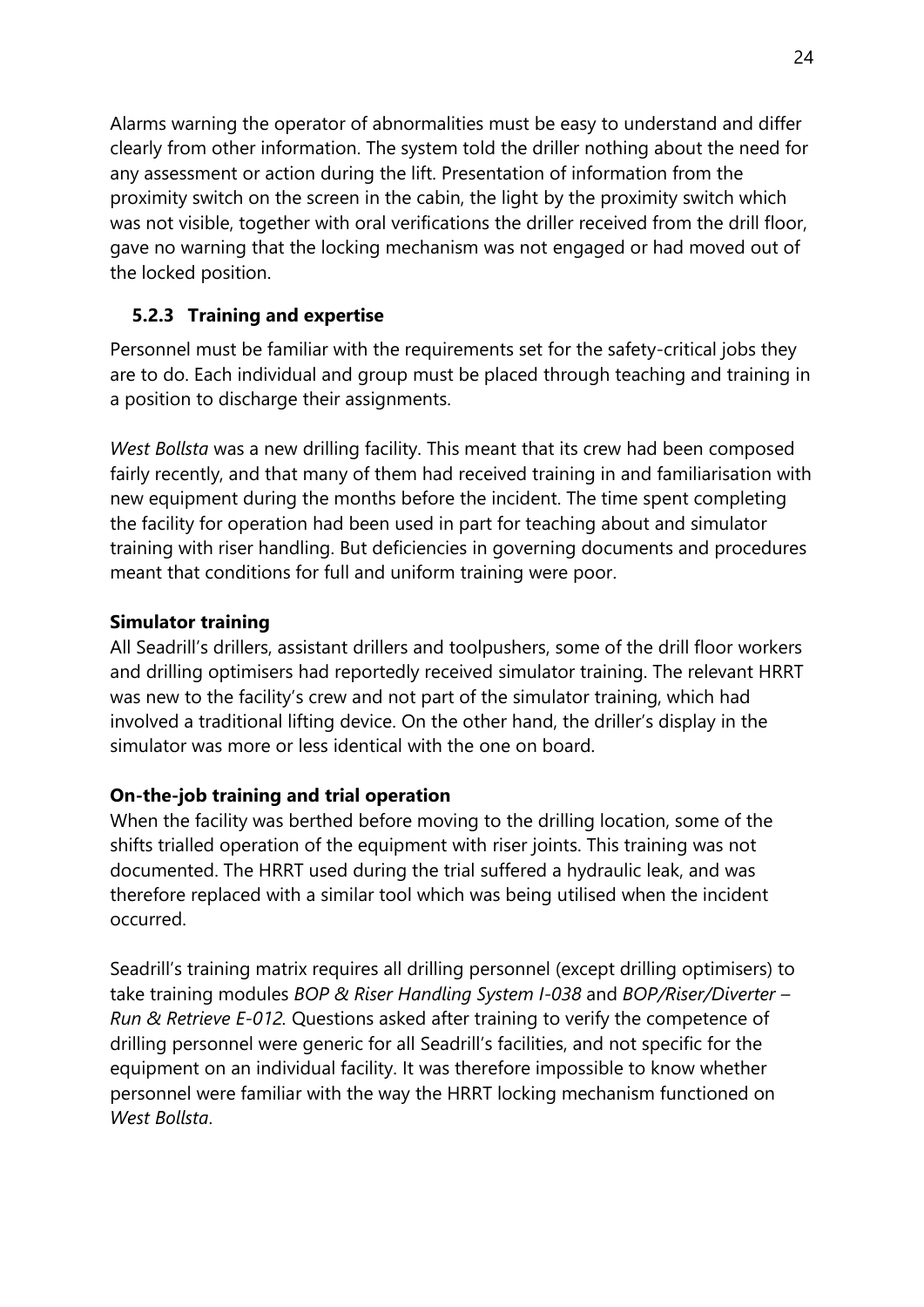Alarms warning the operator of abnormalities must be easy to understand and differ clearly from other information. The system told the driller nothing about the need for any assessment or action during the lift. Presentation of information from the proximity switch on the screen in the cabin, the light by the proximity switch which was not visible, together with oral verifications the driller received from the drill floor, gave no warning that the locking mechanism was not engaged or had moved out of the locked position.

### 5.2.3 Training and expertise

Personnel must be familiar with the requirements set for the safety-critical jobs they are to do. Each individual and group must be placed through teaching and training in a position to discharge their assignments.

*West Bollsta* was a new drilling facility. This meant that its crew had been composed fairly recently, and that many of them had received training in and familiarisation with new equipment during the months before the incident. The time spent completing the facility for operation had been used in part for teaching about and simulator training with riser handling. But deficiencies in governing documents and procedures meant that conditions for full and uniform training were poor.

**Simulator training**

All Seadrill's drillers, assistant drillers and toolpushers, some of the drill floor workers and drilling optimisers had reportedly received simulator training. The relevant HRRT was new to the facility's crew and not part of the simulator training, which had involved a traditional lifting device. On the other hand, the driller's display in the simulator was more or less identical with the one on board.

**On-the-job training and trial operation**

When the facility was berthed before moving to the drilling location, some of the shifts trialled operation of the equipment with riser joints. This training was not documented. The HRRT used during the trial suffered a hydraulic leak, and was therefore replaced with a similar tool which was being utilised when the incident occurred.

Seadrill's training matrix requires all drilling personnel (except drilling optimisers) to take training modules *BOP & Riser Handling System I-038* and *BOP/Riser/Diverter – Run & Retrieve E-012*. Questions asked after training to verify the competence of drilling personnel were generic for all Seadrill's facilities, and not specific for the equipment on an individual facility. It was therefore impossible to know whether personnel were familiar with the way the HRRT locking mechanism functioned on *West Bollsta*.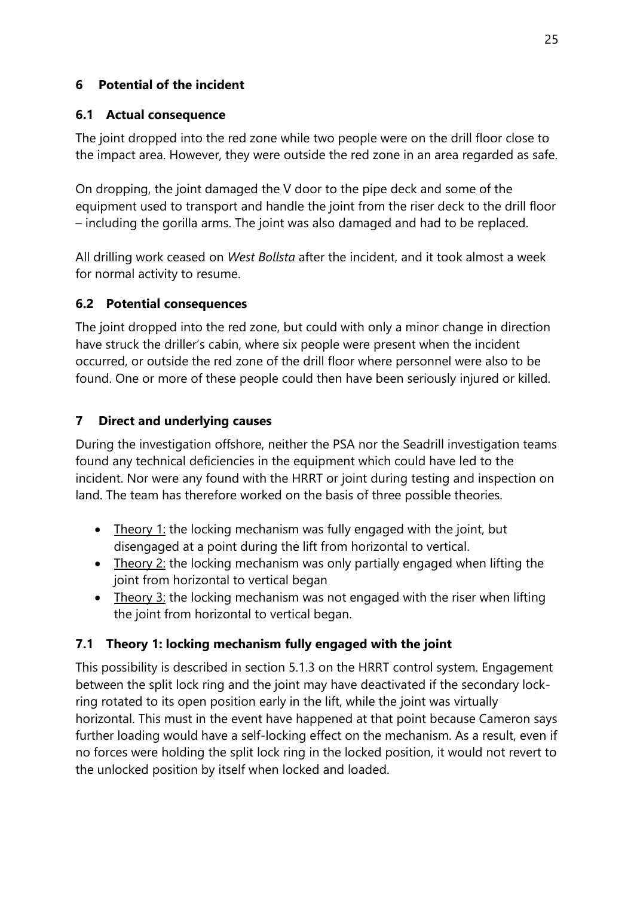## 6 Potential of the incident

### 6.1 Actual consequence

The joint dropped into the red zone while two people were on the drill floor close to the impact area. However, they were outside the red zone in an area regarded as safe.

On dropping, the joint damaged the V door to the pipe deck and some of the equipment used to transport and handle the joint from the riser deck to the drill floor – including the gorilla arms. The joint was also damaged and had to be replaced.

All drilling work ceased on *West Bollsta* after the incident, and it took almost a week for normal activity to resume.

### 6.2 Potential consequences

The joint dropped into the red zone, but could with only a minor change in direction have struck the driller's cabin, where six people were present when the incident occurred, or outside the red zone of the drill floor where personnel were also to be found. One or more of these people could then have been seriously injured or killed.

## 7 Direct and underlying causes

During the investigation offshore, neither the PSA nor the Seadrill investigation teams found any technical deficiencies in the equipment which could have led to the incident. Nor were any found with the HRRT or joint during testing and inspection on land. The team has therefore worked on the basis of three possible theories.

- Theory 1: the locking mechanism was fully engaged with the joint, but disengaged at a point during the lift from horizontal to vertical.
- Theory 2: the locking mechanism was only partially engaged when lifting the joint from horizontal to vertical began
- Theory 3: the locking mechanism was not engaged with the riser when lifting the joint from horizontal to vertical began.

### 7.1 Theory 1: locking mechanism fully engaged with the joint

This possibility is described in section 5.1.3 on the HRRT control system. Engagement between the split lock ring and the joint may have deactivated if the secondary lock-ring rotated to its open position early in the lift, while the joint was virtually horizontal. This must in the event have happened at that point because Cameron says further loading would have a self-locking effect on the mechanism. As a result, even if no forces were holding the split lock ring in the locked position, it would not revert to the unlocked position by itself when locked and loaded.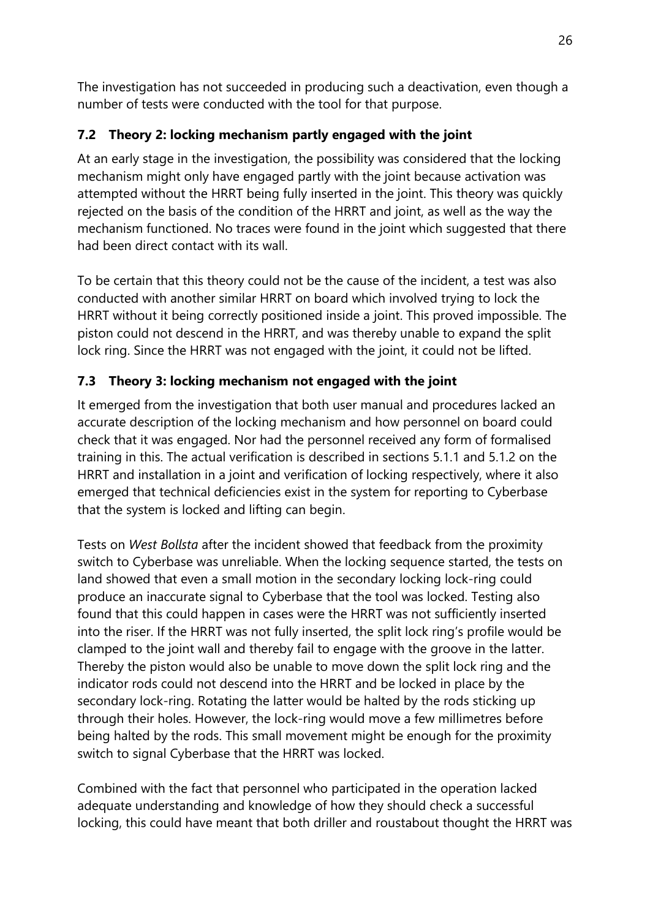The investigation has not succeeded in producing such a deactivation, even though a number of tests were conducted with the tool for that purpose.

### 7.2 Theory 2: locking mechanism partly engaged with the joint

At an early stage in the investigation, the possibility was considered that the locking mechanism might only have engaged partly with the joint because activation was attempted without the HRRT being fully inserted in the joint. This theory was quickly rejected on the basis of the condition of the HRRT and joint, as well as the way the mechanism functioned. No traces were found in the joint which suggested that there had been direct contact with its wall.

To be certain that this theory could not be the cause of the incident, a test was also conducted with another similar HRRT on board which involved trying to lock the HRRT without it being correctly positioned inside a joint. This proved impossible. The piston could not descend in the HRRT, and was thereby unable to expand the split lock ring. Since the HRRT was not engaged with the joint, it could not be lifted.

### 7.3 Theory 3: locking mechanism not engaged with the joint

It emerged from the investigation that both user manual and procedures lacked an accurate description of the locking mechanism and how personnel on board could check that it was engaged. Nor had the personnel received any form of formalised training in this. The actual verification is described in sections 5.1.1 and 5.1.2 on the HRRT and installation in a joint and verification of locking respectively, where it also emerged that technical deficiencies exist in the system for reporting to Cyberbase that the system is locked and lifting can begin.

Tests on *West Bollsta* after the incident showed that feedback from the proximity switch to Cyberbase was unreliable. When the locking sequence started, the tests on land showed that even a small motion in the secondary locking lock-ring could produce an inaccurate signal to Cyberbase that the tool was locked. Testing also found that this could happen in cases were the HRRT was not sufficiently inserted into the riser. If the HRRT was not fully inserted, the split lock ring's profile would be clamped to the joint wall and thereby fail to engage with the groove in the latter. Thereby the piston would also be unable to move down the split lock ring and the indicator rods could not descend into the HRRT and be locked in place by the secondary lock-ring. Rotating the latter would be halted by the rods sticking up through their holes. However, the lock-ring would move a few millimetres before being halted by the rods. This small movement might be enough for the proximity switch to signal Cyberbase that the HRRT was locked.

Combined with the fact that personnel who participated in the operation lacked adequate understanding and knowledge of how they should check a successful locking, this could have meant that both driller and roustabout thought the HRRT was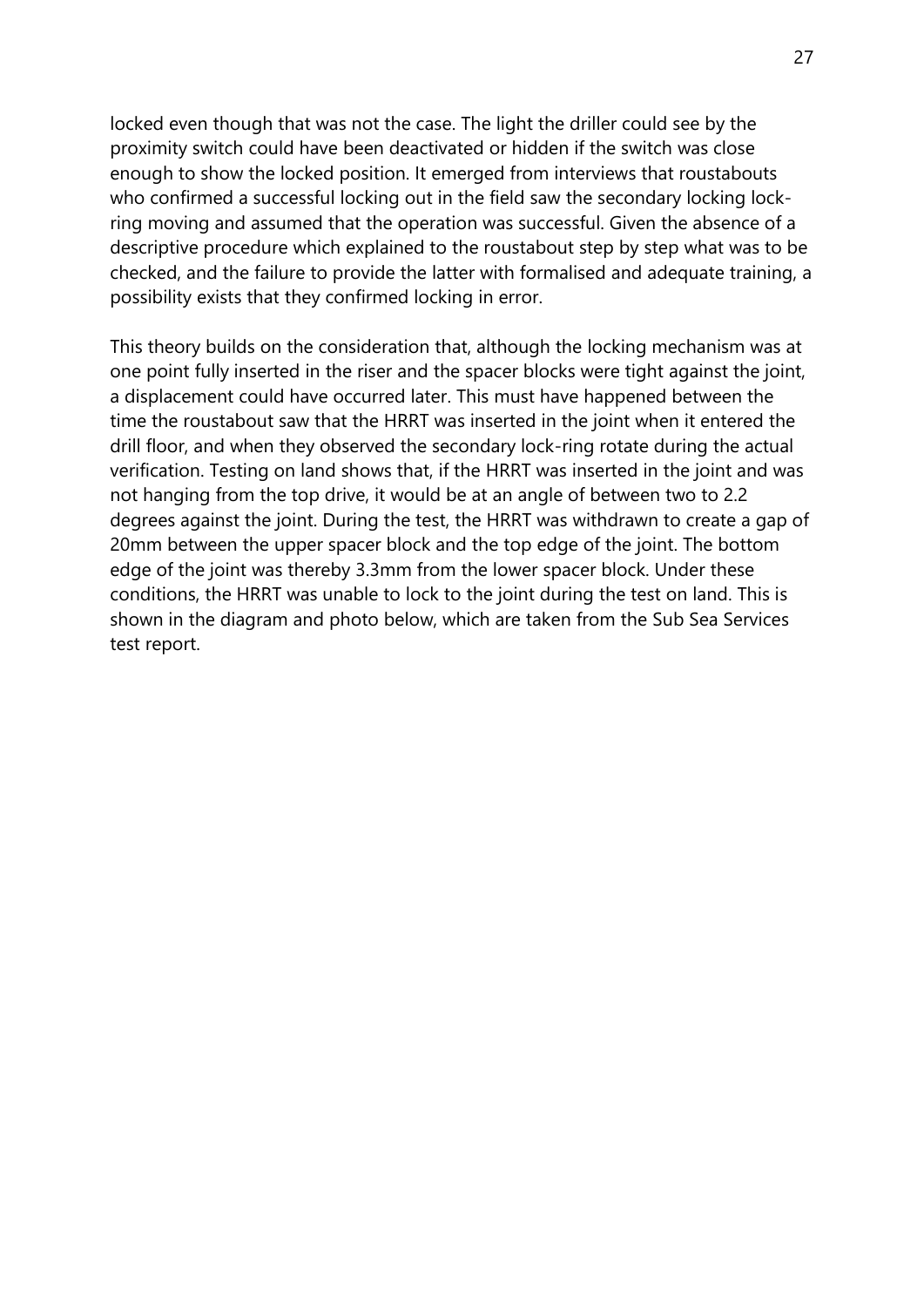locked even though that was not the case. The light the driller could see by the proximity switch could have been deactivated or hidden if the switch was close enough to show the locked position. It emerged from interviews that roustabouts who confirmed a successful locking out in the field saw the secondary locking lock-ring moving and assumed that the operation was successful. Given the absence of a descriptive procedure which explained to the roustabout step by step what was to be checked, and the failure to provide the latter with formalised and adequate training, a possibility exists that they confirmed locking in error.

This theory builds on the consideration that, although the locking mechanism was at one point fully inserted in the riser and the spacer blocks were tight against the joint, a displacement could have occurred later. This must have happened between the time the roustabout saw that the HRRT was inserted in the joint when it entered the drill floor, and when they observed the secondary lock-ring rotate during the actual verification. Testing on land shows that, if the HRRT was inserted in the joint and was not hanging from the top drive, it would be at an angle of between two to 2.2 degrees against the joint. During the test, the HRRT was withdrawn to create a gap of 20mm between the upper spacer block and the top edge of the joint. The bottom edge of the joint was thereby 3.3mm from the lower spacer block. Under these conditions, the HRRT was unable to lock to the joint during the test on land. This is shown in the diagram and photo below, which are taken from the Sub Sea Services test report.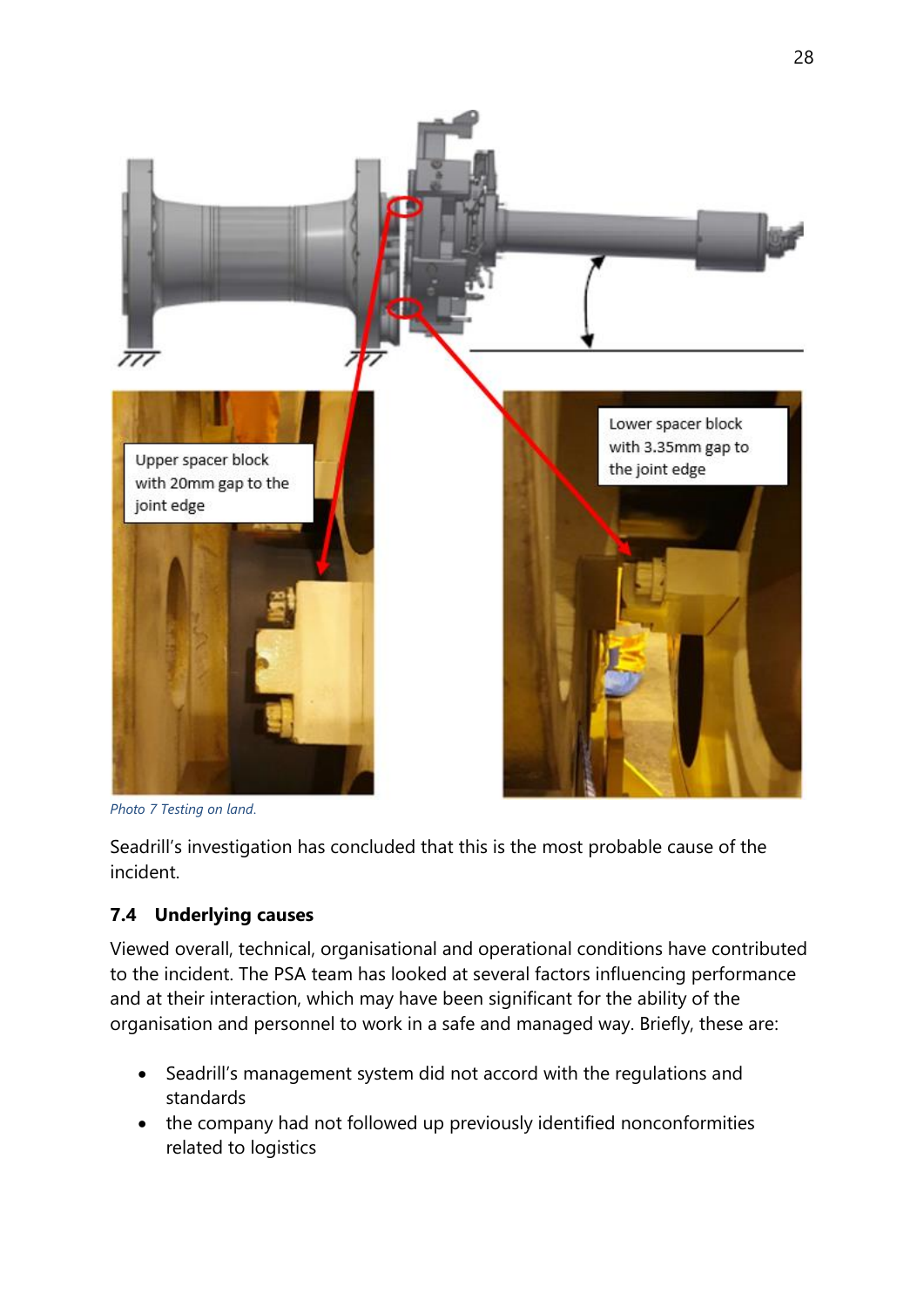Upper spacer block with 20mm gap to the joint edge

Lower spacer block with 3.35mm gap to the joint edge

*Photo 7 Testing on land.*

Seadrill's investigation has concluded that this is the most probable cause of the incident.

### 7.4 Underlying causes

Viewed overall, technical, organisational and operational conditions have contributed to the incident. The PSA team has looked at several factors influencing performance and at their interaction, which may have been significant for the ability of the organisation and personnel to work in a safe and managed way. Briefly, these are:

- Seadrill's management system did not accord with the regulations and standards
- the company had not followed up previously identified nonconformities related to logistics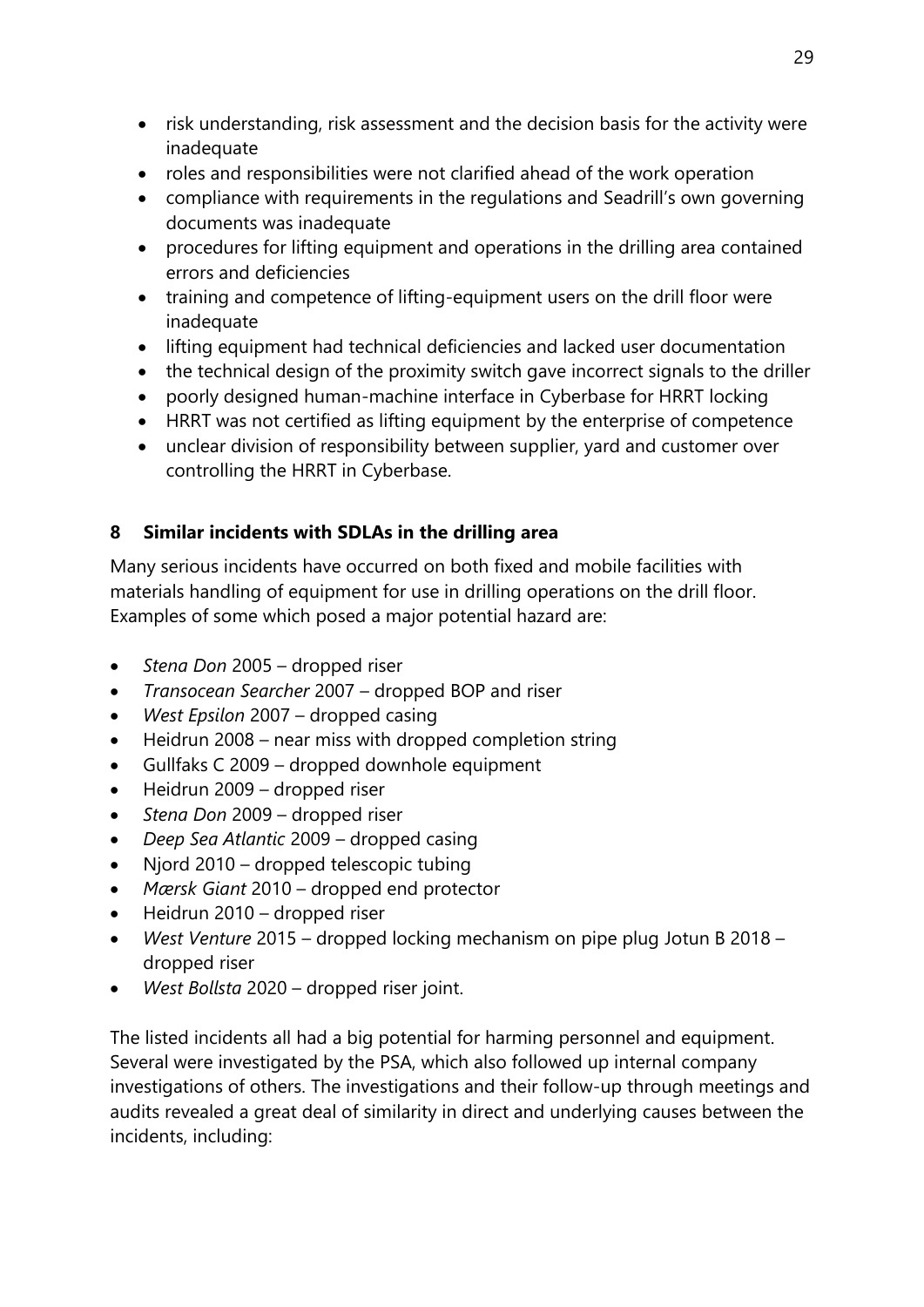- risk understanding, risk assessment and the decision basis for the activity were inadequate
- roles and responsibilities were not clarified ahead of the work operation
- compliance with requirements in the regulations and Seadrill's own governing documents was inadequate
- procedures for lifting equipment and operations in the drilling area contained errors and deficiencies
- training and competence of lifting-equipment users on the drill floor were inadequate
- lifting equipment had technical deficiencies and lacked user documentation
- the technical design of the proximity switch gave incorrect signals to the driller
- poorly designed human-machine interface in Cyberbase for HRRT locking
- HRRT was not certified as lifting equipment by the enterprise of competence
- unclear division of responsibility between supplier, yard and customer over controlling the HRRT in Cyberbase.

## 8 Similar incidents with SDLAs in the drilling area

Many serious incidents have occurred on both fixed and mobile facilities with materials handling of equipment for use in drilling operations on the drill floor. Examples of some which posed a major potential hazard are:

- *Stena Don* 2005 – dropped riser
- *Transocean Searcher* 2007 – dropped BOP and riser
- *West Epsilon* 2007 – dropped casing
- Heidrun 2008 – near miss with dropped completion string
- Gullfaks C 2009 – dropped downhole equipment
- Heidrun 2009 – dropped riser
- *Stena Don* 2009 – dropped riser
- *Deep Sea Atlantic* 2009 – dropped casing
- Njord 2010 – dropped telescopic tubing
- *Mærsk Giant* 2010 – dropped end protector
- Heidrun 2010 – dropped riser
- *West Venture* 2015 – dropped locking mechanism on pipe plug Jotun B 2018 – dropped riser
- *West Bollsta* 2020 – dropped riser joint.

The listed incidents all had a big potential for harming personnel and equipment. Several were investigated by the PSA, which also followed up internal company investigations of others. The investigations and their follow-up through meetings and audits revealed a great deal of similarity in direct and underlying causes between the incidents, including: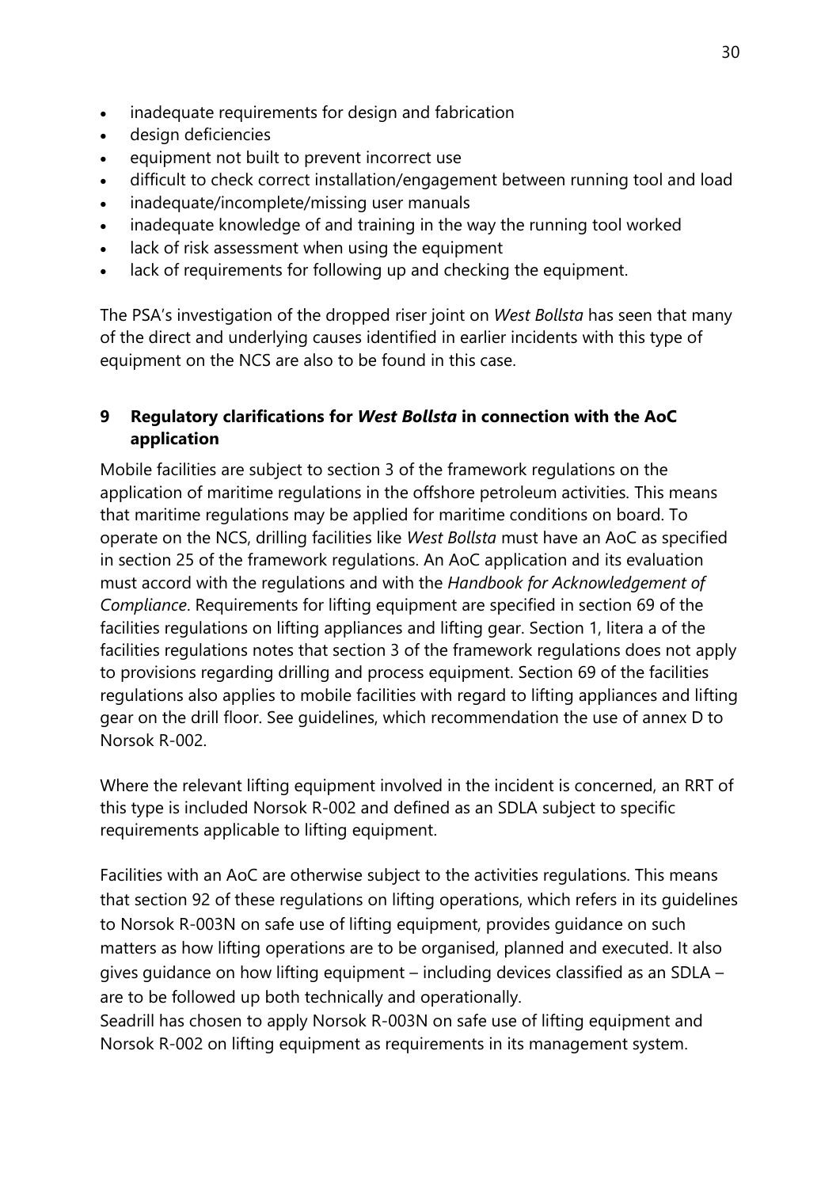- inadequate requirements for design and fabrication
- design deficiencies
- equipment not built to prevent incorrect use
- difficult to check correct installation/engagement between running tool and load
- inadequate/incomplete/missing user manuals
- inadequate knowledge of and training in the way the running tool worked
- lack of risk assessment when using the equipment
- lack of requirements for following up and checking the equipment.

The PSA's investigation of the dropped riser joint on *West Bollsta* has seen that many of the direct and underlying causes identified in earlier incidents with this type of equipment on the NCS are also to be found in this case.

## 9 Regulatory clarifications for *West Bollsta* in connection with the AoC application

Mobile facilities are subject to section 3 of the framework regulations on the application of maritime regulations in the offshore petroleum activities. This means that maritime regulations may be applied for maritime conditions on board. To operate on the NCS, drilling facilities like *West Bollsta* must have an AoC as specified in section 25 of the framework regulations. An AoC application and its evaluation must accord with the regulations and with the *Handbook for Acknowledgement of Compliance*. Requirements for lifting equipment are specified in section 69 of the facilities regulations on lifting appliances and lifting gear. Section 1, litera a of the facilities regulations notes that section 3 of the framework regulations does not apply to provisions regarding drilling and process equipment. Section 69 of the facilities regulations also applies to mobile facilities with regard to lifting appliances and lifting gear on the drill floor. See guidelines, which recommendation the use of annex D to Norsok R-002.

Where the relevant lifting equipment involved in the incident is concerned, an RRT of this type is included Norsok R-002 and defined as an SDLA subject to specific requirements applicable to lifting equipment.

Facilities with an AoC are otherwise subject to the activities regulations. This means that section 92 of these regulations on lifting operations, which refers in its guidelines to Norsok R-003N on safe use of lifting equipment, provides guidance on such matters as how lifting operations are to be organised, planned and executed. It also gives guidance on how lifting equipment – including devices classified as an SDLA – are to be followed up both technically and operationally.
Seadrill has chosen to apply Norsok R-003N on safe use of lifting equipment and Norsok R-002 on lifting equipment as requirements in its management system.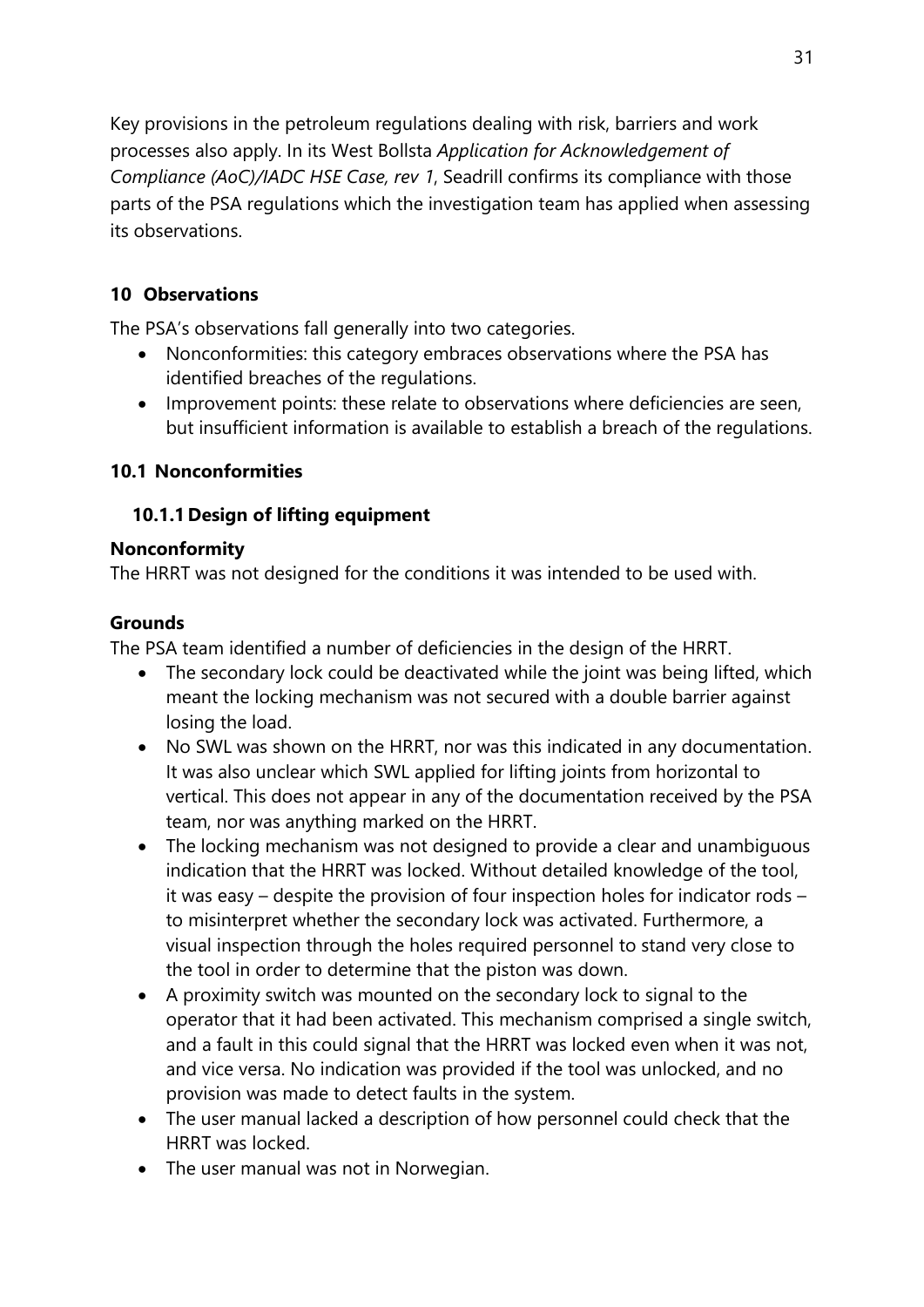Key provisions in the petroleum regulations dealing with risk, barriers and work processes also apply. In its West Bollsta *Application for Acknowledgement of Compliance (AoC)/IADC HSE Case, rev 1*, Seadrill confirms its compliance with those parts of the PSA regulations which the investigation team has applied when assessing its observations.

# 10 Observations

The PSA's observations fall generally into two categories.

- Nonconformities: this category embraces observations where the PSA has identified breaches of the regulations.
- Improvement points: these relate to observations where deficiencies are seen, but insufficient information is available to establish a breach of the regulations.

## 10.1 Nonconformities

### 10.1.1 Design of lifting equipment

**Nonconformity**

The HRRT was not designed for the conditions it was intended to be used with.

**Grounds**

The PSA team identified a number of deficiencies in the design of the HRRT.

- The secondary lock could be deactivated while the joint was being lifted, which meant the locking mechanism was not secured with a double barrier against losing the load.
- No SWL was shown on the HRRT, nor was this indicated in any documentation. It was also unclear which SWL applied for lifting joints from horizontal to vertical. This does not appear in any of the documentation received by the PSA team, nor was anything marked on the HRRT.
- The locking mechanism was not designed to provide a clear and unambiguous indication that the HRRT was locked. Without detailed knowledge of the tool, it was easy – despite the provision of four inspection holes for indicator rods – to misinterpret whether the secondary lock was activated. Furthermore, a visual inspection through the holes required personnel to stand very close to the tool in order to determine that the piston was down.
- A proximity switch was mounted on the secondary lock to signal to the operator that it had been activated. This mechanism comprised a single switch, and a fault in this could signal that the HRRT was locked even when it was not, and vice versa. No indication was provided if the tool was unlocked, and no provision was made to detect faults in the system.
- The user manual lacked a description of how personnel could check that the HRRT was locked.
- The user manual was not in Norwegian.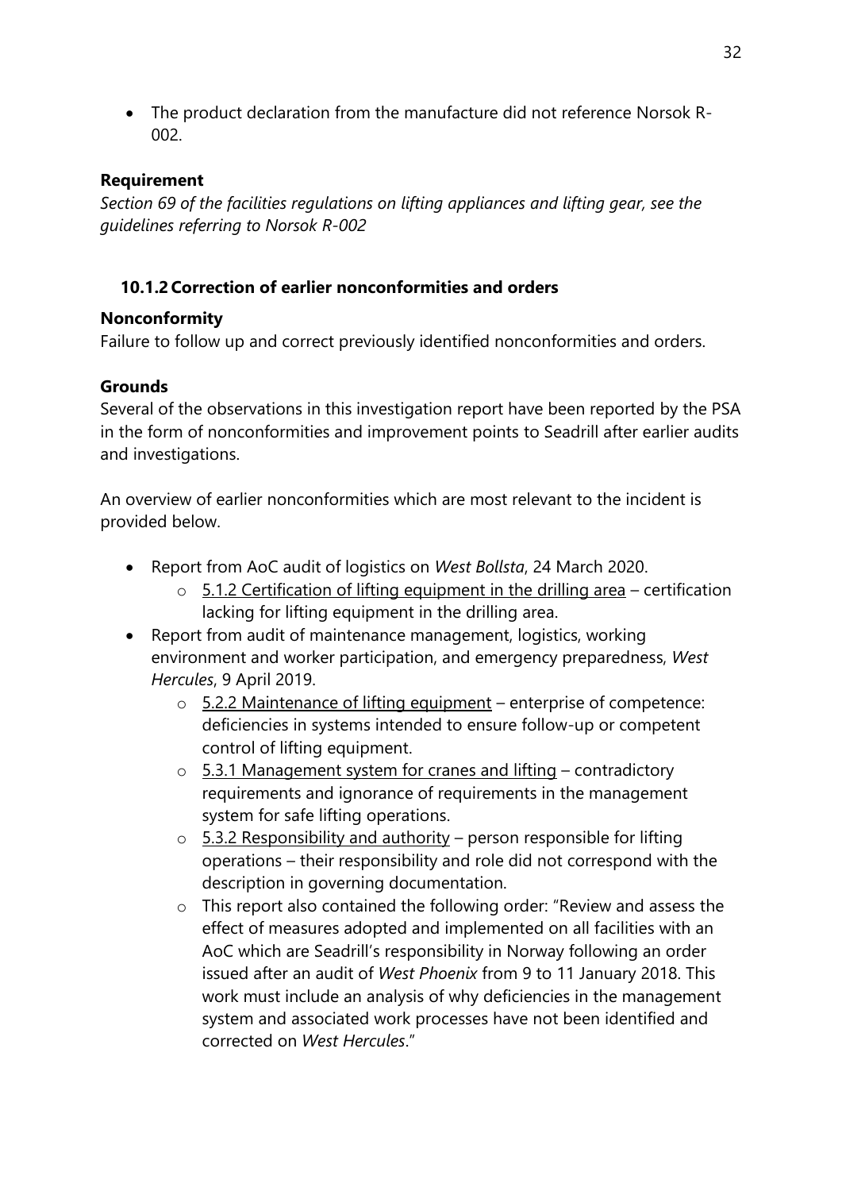- The product declaration from the manufacture did not reference Norsok R-002.

**Requirement**

*Section 69 of the facilities regulations on lifting appliances and lifting gear, see the guidelines referring to Norsok R-002*

### 10.1.2 Correction of earlier nonconformities and orders

**Nonconformity**

Failure to follow up and correct previously identified nonconformities and orders.

**Grounds**

Several of the observations in this investigation report have been reported by the PSA in the form of nonconformities and improvement points to Seadrill after earlier audits and investigations.

An overview of earlier nonconformities which are most relevant to the incident is provided below.

- Report from AoC audit of logistics on *West Bollsta*, 24 March 2020.
  - 5.1.2 Certification of lifting equipment in the drilling area – certification lacking for lifting equipment in the drilling area.
- Report from audit of maintenance management, logistics, working environment and worker participation, and emergency preparedness, *West Hercules*, 9 April 2019.
  - 5.2.2 Maintenance of lifting equipment – enterprise of competence: deficiencies in systems intended to ensure follow-up or competent control of lifting equipment.
  - 5.3.1 Management system for cranes and lifting – contradictory requirements and ignorance of requirements in the management system for safe lifting operations.
  - 5.3.2 Responsibility and authority – person responsible for lifting operations – their responsibility and role did not correspond with the description in governing documentation.
  - This report also contained the following order: "Review and assess the effect of measures adopted and implemented on all facilities with an AoC which are Seadrill's responsibility in Norway following an order issued after an audit of *West Phoenix* from 9 to 11 January 2018. This work must include an analysis of why deficiencies in the management system and associated work processes have not been identified and corrected on *West Hercules*."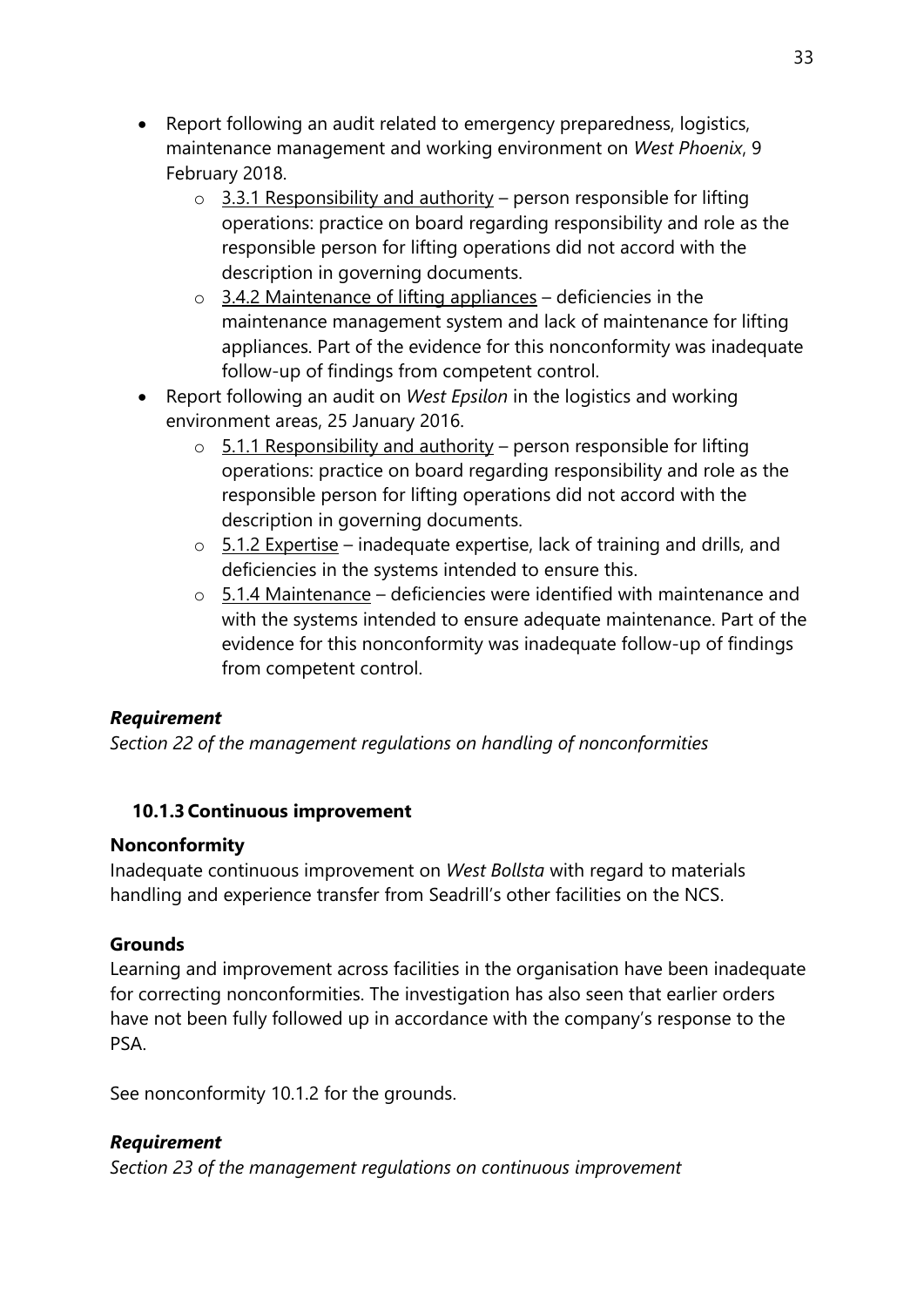- Report following an audit related to emergency preparedness, logistics, maintenance management and working environment on *West Phoenix*, 9 February 2018.
    - 3.3.1 Responsibility and authority – person responsible for lifting operations: practice on board regarding responsibility and role as the responsible person for lifting operations did not accord with the description in governing documents.
    - 3.4.2 Maintenance of lifting appliances – deficiencies in the maintenance management system and lack of maintenance for lifting appliances. Part of the evidence for this nonconformity was inadequate follow-up of findings from competent control.
- Report following an audit on *West Epsilon* in the logistics and working environment areas, 25 January 2016.
    - 5.1.1 Responsibility and authority – person responsible for lifting operations: practice on board regarding responsibility and role as the responsible person for lifting operations did not accord with the description in governing documents.
    - 5.1.2 Expertise – inadequate expertise, lack of training and drills, and deficiencies in the systems intended to ensure this.
    - 5.1.4 Maintenance – deficiencies were identified with maintenance and with the systems intended to ensure adequate maintenance. Part of the evidence for this nonconformity was inadequate follow-up of findings from competent control.

***Requirement***

*Section 22 of the management regulations on handling of nonconformities*

### 10.1.3 Continuous improvement

**Nonconformity**

Inadequate continuous improvement on *West Bollsta* with regard to materials handling and experience transfer from Seadrill's other facilities on the NCS.

**Grounds**

Learning and improvement across facilities in the organisation have been inadequate for correcting nonconformities. The investigation has also seen that earlier orders have not been fully followed up in accordance with the company's response to the PSA.

See nonconformity 10.1.2 for the grounds.

***Requirement***

*Section 23 of the management regulations on continuous improvement*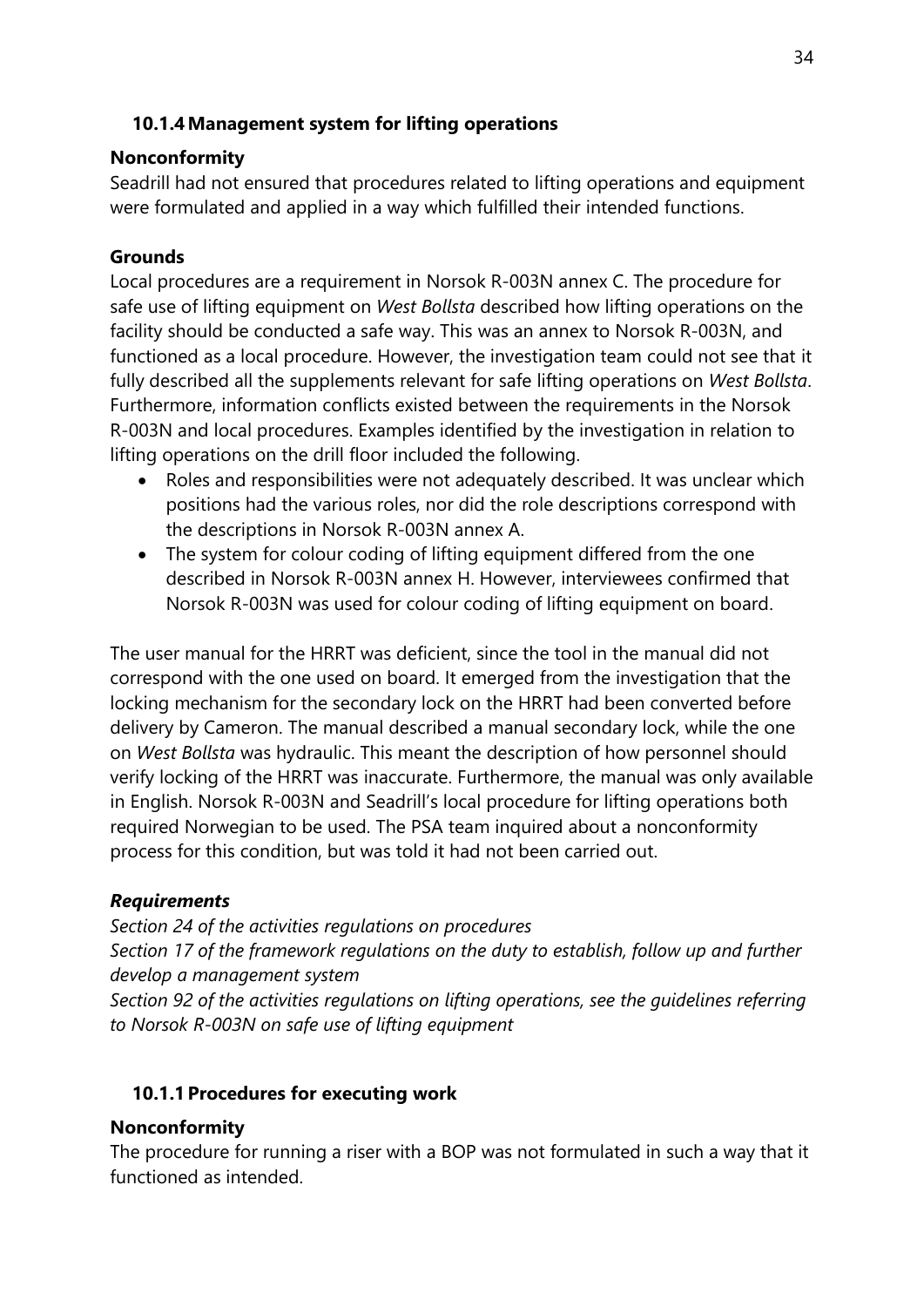### 10.1.4 Management system for lifting operations

**Nonconformity**

Seadrill had not ensured that procedures related to lifting operations and equipment were formulated and applied in a way which fulfilled their intended functions.

**Grounds**

Local procedures are a requirement in Norsok R-003N annex C. The procedure for safe use of lifting equipment on *West Bollsta* described how lifting operations on the facility should be conducted a safe way. This was an annex to Norsok R-003N, and functioned as a local procedure. However, the investigation team could not see that it fully described all the supplements relevant for safe lifting operations on *West Bollsta*. Furthermore, information conflicts existed between the requirements in the Norsok R-003N and local procedures. Examples identified by the investigation in relation to lifting operations on the drill floor included the following.

- Roles and responsibilities were not adequately described. It was unclear which positions had the various roles, nor did the role descriptions correspond with the descriptions in Norsok R-003N annex A.
- The system for colour coding of lifting equipment differed from the one described in Norsok R-003N annex H. However, interviewees confirmed that Norsok R-003N was used for colour coding of lifting equipment on board.

The user manual for the HRRT was deficient, since the tool in the manual did not correspond with the one used on board. It emerged from the investigation that the locking mechanism for the secondary lock on the HRRT had been converted before delivery by Cameron. The manual described a manual secondary lock, while the one on *West Bollsta* was hydraulic. This meant the description of how personnel should verify locking of the HRRT was inaccurate. Furthermore, the manual was only available in English. Norsok R-003N and Seadrill's local procedure for lifting operations both required Norwegian to be used. The PSA team inquired about a nonconformity process for this condition, but was told it had not been carried out.

***Requirements***

*Section 24 of the activities regulations on procedures*
*Section 17 of the framework regulations on the duty to establish, follow up and further develop a management system*
*Section 92 of the activities regulations on lifting operations, see the guidelines referring to Norsok R-003N on safe use of lifting equipment*

### 10.1.1 Procedures for executing work

**Nonconformity**

The procedure for running a riser with a BOP was not formulated in such a way that it functioned as intended.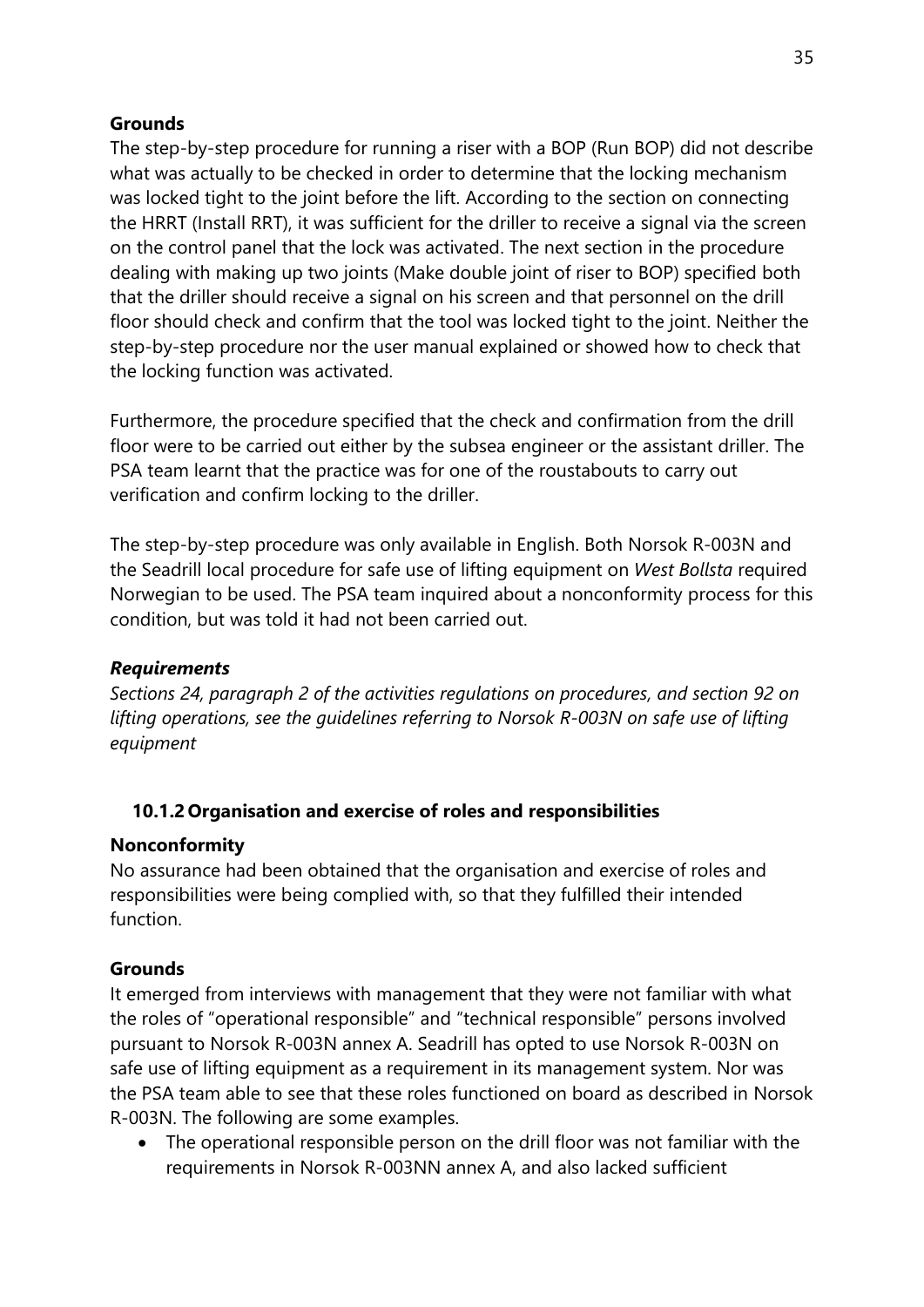**Grounds**

The step-by-step procedure for running a riser with a BOP (Run BOP) did not describe what was actually to be checked in order to determine that the locking mechanism was locked tight to the joint before the lift. According to the section on connecting the HRRT (Install RRT), it was sufficient for the driller to receive a signal via the screen on the control panel that the lock was activated. The next section in the procedure dealing with making up two joints (Make double joint of riser to BOP) specified both that the driller should receive a signal on his screen and that personnel on the drill floor should check and confirm that the tool was locked tight to the joint. Neither the step-by-step procedure nor the user manual explained or showed how to check that the locking function was activated.

Furthermore, the procedure specified that the check and confirmation from the drill floor were to be carried out either by the subsea engineer or the assistant driller. The PSA team learnt that the practice was for one of the roustabouts to carry out verification and confirm locking to the driller.

The step-by-step procedure was only available in English. Both Norsok R-003N and the Seadrill local procedure for safe use of lifting equipment on *West Bollsta* required Norwegian to be used. The PSA team inquired about a nonconformity process for this condition, but was told it had not been carried out.

***Requirements***

*Sections 24, paragraph 2 of the activities regulations on procedures, and section 92 on lifting operations, see the guidelines referring to Norsok R-003N on safe use of lifting equipment*

### 10.1.2 Organisation and exercise of roles and responsibilities

**Nonconformity**

No assurance had been obtained that the organisation and exercise of roles and responsibilities were being complied with, so that they fulfilled their intended function.

**Grounds**

It emerged from interviews with management that they were not familiar with what the roles of "operational responsible" and "technical responsible" persons involved pursuant to Norsok R-003N annex A. Seadrill has opted to use Norsok R-003N on safe use of lifting equipment as a requirement in its management system. Nor was the PSA team able to see that these roles functioned on board as described in Norsok R-003N. The following are some examples.

- The operational responsible person on the drill floor was not familiar with the requirements in Norsok R-003NN annex A, and also lacked sufficient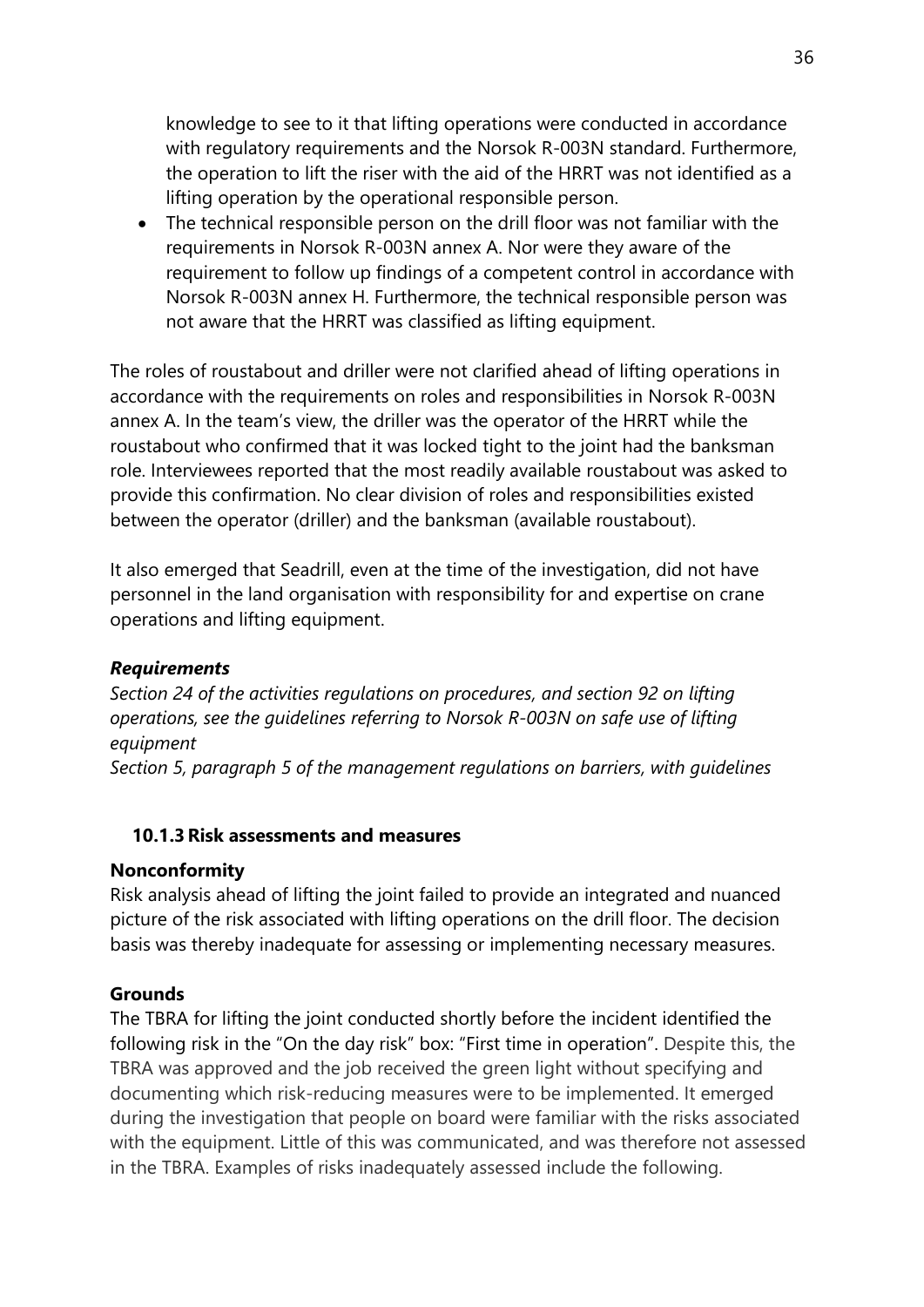knowledge to see to it that lifting operations were conducted in accordance with regulatory requirements and the Norsok R-003N standard. Furthermore, the operation to lift the riser with the aid of the HRRT was not identified as a lifting operation by the operational responsible person.

- The technical responsible person on the drill floor was not familiar with the requirements in Norsok R-003N annex A. Nor were they aware of the requirement to follow up findings of a competent control in accordance with Norsok R-003N annex H. Furthermore, the technical responsible person was not aware that the HRRT was classified as lifting equipment.

The roles of roustabout and driller were not clarified ahead of lifting operations in accordance with the requirements on roles and responsibilities in Norsok R-003N annex A. In the team's view, the driller was the operator of the HRRT while the roustabout who confirmed that it was locked tight to the joint had the banksman role. Interviewees reported that the most readily available roustabout was asked to provide this confirmation. No clear division of roles and responsibilities existed between the operator (driller) and the banksman (available roustabout).

It also emerged that Seadrill, even at the time of the investigation, did not have personnel in the land organisation with responsibility for and expertise on crane operations and lifting equipment.

***Requirements***

*Section 24 of the activities regulations on procedures, and section 92 on lifting operations, see the guidelines referring to Norsok R-003N on safe use of lifting equipment*

*Section 5, paragraph 5 of the management regulations on barriers, with guidelines*

### 10.1.3 Risk assessments and measures

**Nonconformity**

Risk analysis ahead of lifting the joint failed to provide an integrated and nuanced picture of the risk associated with lifting operations on the drill floor. The decision basis was thereby inadequate for assessing or implementing necessary measures.

**Grounds**

The TBRA for lifting the joint conducted shortly before the incident identified the following risk in the "On the day risk" box: "First time in operation". Despite this, the TBRA was approved and the job received the green light without specifying and documenting which risk-reducing measures were to be implemented. It emerged during the investigation that people on board were familiar with the risks associated with the equipment. Little of this was communicated, and was therefore not assessed in the TBRA. Examples of risks inadequately assessed include the following.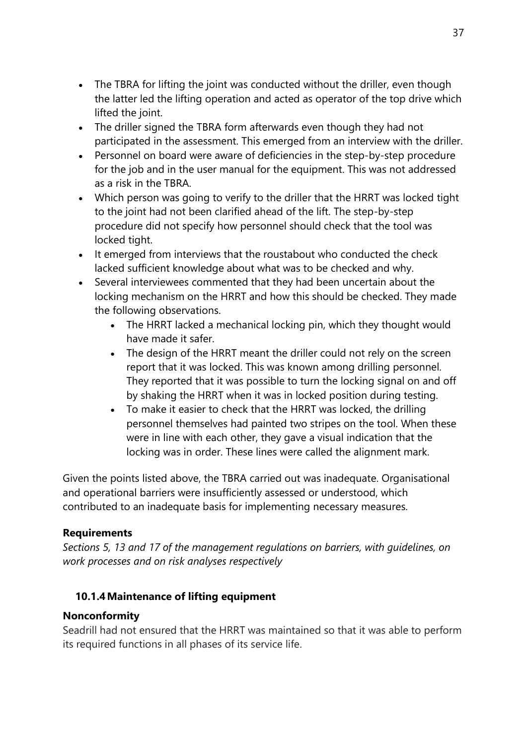- The TBRA for lifting the joint was conducted without the driller, even though the latter led the lifting operation and acted as operator of the top drive which lifted the joint.
- The driller signed the TBRA form afterwards even though they had not participated in the assessment. This emerged from an interview with the driller.
- Personnel on board were aware of deficiencies in the step-by-step procedure for the job and in the user manual for the equipment. This was not addressed as a risk in the TBRA.
- Which person was going to verify to the driller that the HRRT was locked tight to the joint had not been clarified ahead of the lift. The step-by-step procedure did not specify how personnel should check that the tool was locked tight.
- It emerged from interviews that the roustabout who conducted the check lacked sufficient knowledge about what was to be checked and why.
- Several interviewees commented that they had been uncertain about the locking mechanism on the HRRT and how this should be checked. They made the following observations.
    - The HRRT lacked a mechanical locking pin, which they thought would have made it safer.
    - The design of the HRRT meant the driller could not rely on the screen report that it was locked. This was known among drilling personnel. They reported that it was possible to turn the locking signal on and off by shaking the HRRT when it was in locked position during testing.
    - To make it easier to check that the HRRT was locked, the drilling personnel themselves had painted two stripes on the tool. When these were in line with each other, they gave a visual indication that the locking was in order. These lines were called the alignment mark.

Given the points listed above, the TBRA carried out was inadequate. Organisational and operational barriers were insufficiently assessed or understood, which contributed to an inadequate basis for implementing necessary measures.

**Requirements**

*Sections 5, 13 and 17 of the management regulations on barriers, with guidelines, on work processes and on risk analyses respectively*

### 10.1.4 Maintenance of lifting equipment

**Nonconformity**

Seadrill had not ensured that the HRRT was maintained so that it was able to perform its required functions in all phases of its service life.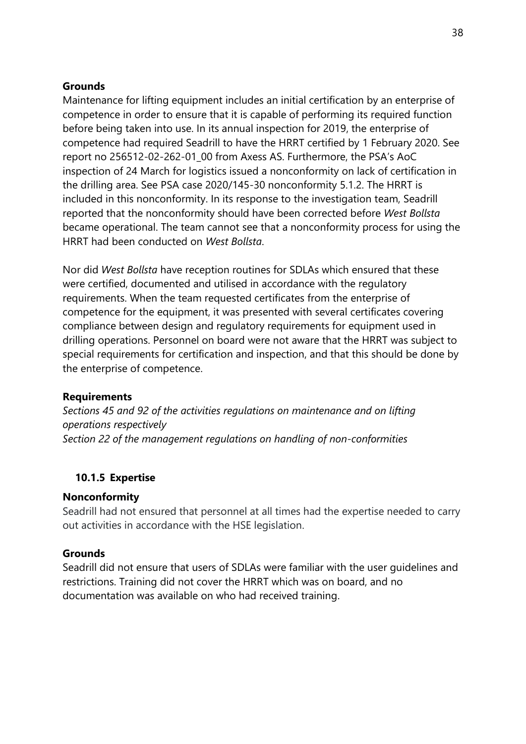**Grounds**

Maintenance for lifting equipment includes an initial certification by an enterprise of competence in order to ensure that it is capable of performing its required function before being taken into use. In its annual inspection for 2019, the enterprise of competence had required Seadrill to have the HRRT certified by 1 February 2020. See report no 256512-02-262-01_00 from Axess AS. Furthermore, the PSA's AoC inspection of 24 March for logistics issued a nonconformity on lack of certification in the drilling area. See PSA case 2020/145-30 nonconformity 5.1.2. The HRRT is included in this nonconformity. In its response to the investigation team, Seadrill reported that the nonconformity should have been corrected before *West Bollsta* became operational. The team cannot see that a nonconformity process for using the HRRT had been conducted on *West Bollsta*.

Nor did *West Bollsta* have reception routines for SDLAs which ensured that these were certified, documented and utilised in accordance with the regulatory requirements. When the team requested certificates from the enterprise of competence for the equipment, it was presented with several certificates covering compliance between design and regulatory requirements for equipment used in drilling operations. Personnel on board were not aware that the HRRT was subject to special requirements for certification and inspection, and that this should be done by the enterprise of competence.

**Requirements**

*Sections 45 and 92 of the activities regulations on maintenance and on lifting operations respectively*
*Section 22 of the management regulations on handling of non-conformities*

### 10.1.5 Expertise

**Nonconformity**

Seadrill had not ensured that personnel at all times had the expertise needed to carry out activities in accordance with the HSE legislation.

**Grounds**

Seadrill did not ensure that users of SDLAs were familiar with the user guidelines and restrictions. Training did not cover the HRRT which was on board, and no documentation was available on who had received training.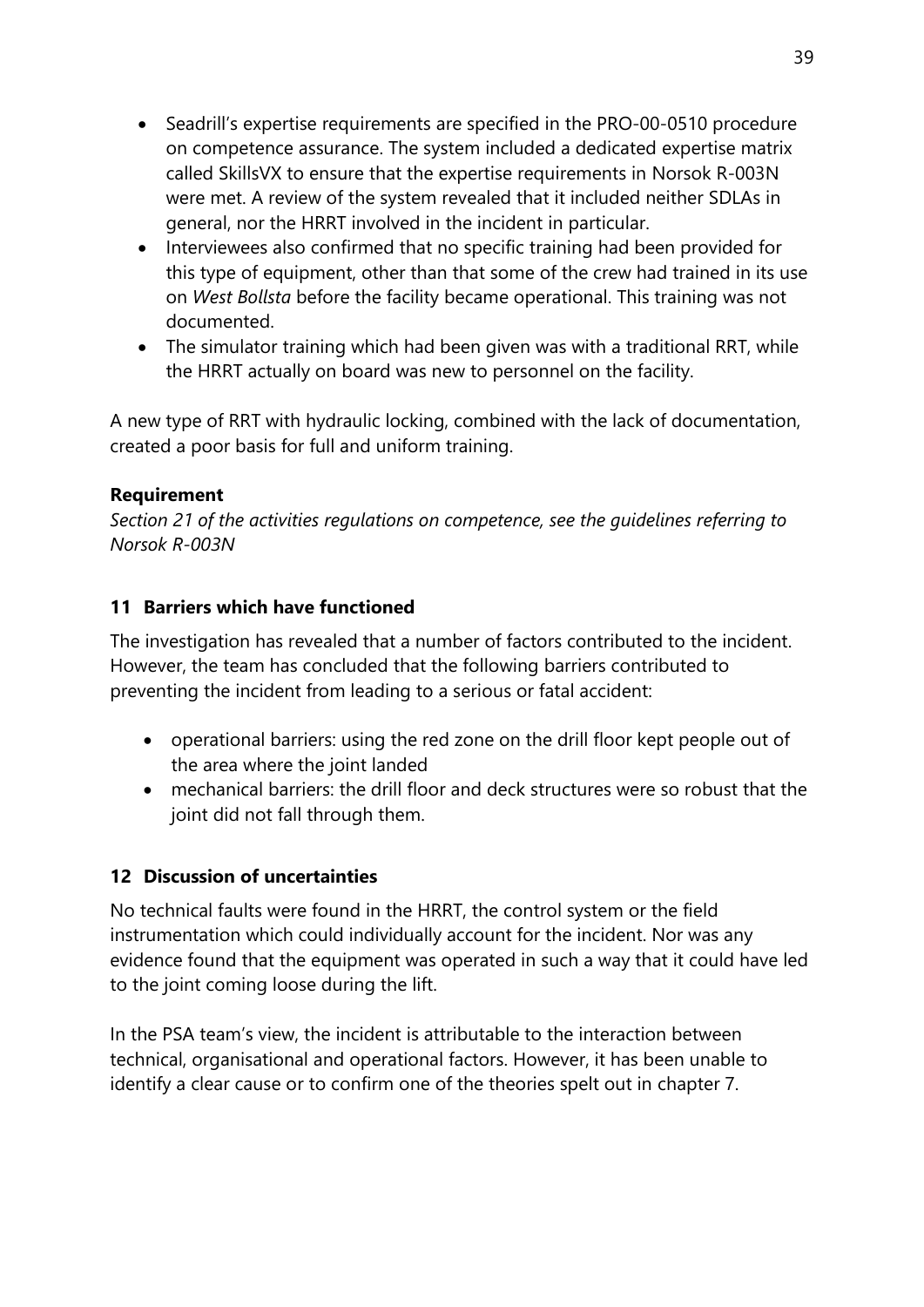- Seadrill's expertise requirements are specified in the PRO-00-0510 procedure on competence assurance. The system included a dedicated expertise matrix called SkillsVX to ensure that the expertise requirements in Norsok R-003N were met. A review of the system revealed that it included neither SDLAs in general, nor the HRRT involved in the incident in particular.
- Interviewees also confirmed that no specific training had been provided for this type of equipment, other than that some of the crew had trained in its use on *West Bollsta* before the facility became operational. This training was not documented.
- The simulator training which had been given was with a traditional RRT, while the HRRT actually on board was new to personnel on the facility.

A new type of RRT with hydraulic locking, combined with the lack of documentation, created a poor basis for full and uniform training.

**Requirement**

*Section 21 of the activities regulations on competence, see the guidelines referring to Norsok R-003N*

## 11 Barriers which have functioned

The investigation has revealed that a number of factors contributed to the incident. However, the team has concluded that the following barriers contributed to preventing the incident from leading to a serious or fatal accident:

- operational barriers: using the red zone on the drill floor kept people out of the area where the joint landed
- mechanical barriers: the drill floor and deck structures were so robust that the joint did not fall through them.

## 12 Discussion of uncertainties

No technical faults were found in the HRRT, the control system or the field instrumentation which could individually account for the incident. Nor was any evidence found that the equipment was operated in such a way that it could have led to the joint coming loose during the lift.

In the PSA team's view, the incident is attributable to the interaction between technical, organisational and operational factors. However, it has been unable to identify a clear cause or to confirm one of the theories spelt out in chapter 7.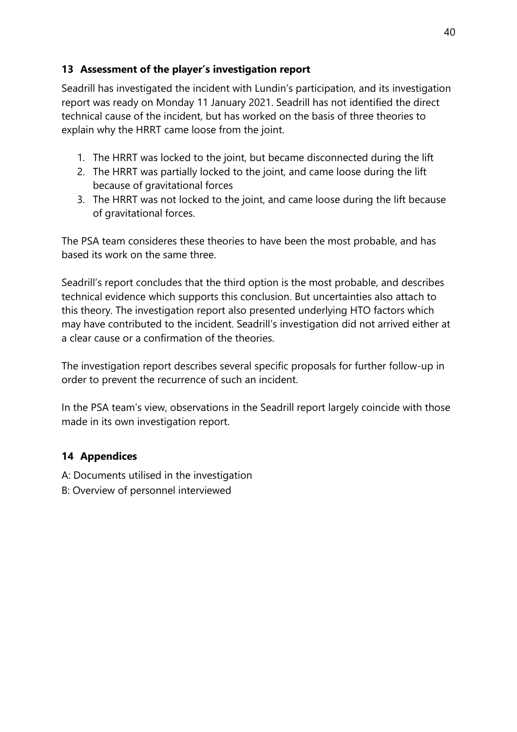## 13 Assessment of the player's investigation report

Seadrill has investigated the incident with Lundin's participation, and its investigation report was ready on Monday 11 January 2021. Seadrill has not identified the direct technical cause of the incident, but has worked on the basis of three theories to explain why the HRRT came loose from the joint.

1. The HRRT was locked to the joint, but became disconnected during the lift
2. The HRRT was partially locked to the joint, and came loose during the lift because of gravitational forces
3. The HRRT was not locked to the joint, and came loose during the lift because of gravitational forces.

The PSA team consideres these theories to have been the most probable, and has based its work on the same three.

Seadrill's report concludes that the third option is the most probable, and describes technical evidence which supports this conclusion. But uncertainties also attach to this theory. The investigation report also presented underlying HTO factors which may have contributed to the incident. Seadrill's investigation did not arrived either at a clear cause or a confirmation of the theories.

The investigation report describes several specific proposals for further follow-up in order to prevent the recurrence of such an incident.

In the PSA team's view, observations in the Seadrill report largely coincide with those made in its own investigation report.

## 14 Appendices

A: Documents utilised in the investigation

B: Overview of personnel interviewed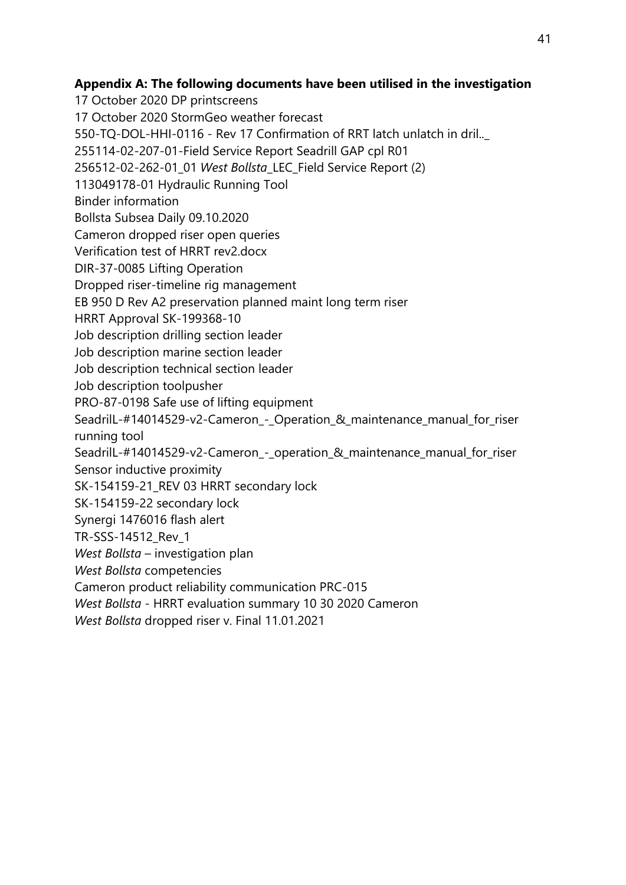**Appendix A: The following documents have been utilised in the investigation**

17 October 2020 DP printscreens
17 October 2020 StormGeo weather forecast
550-TQ-DOL-HHI-0116 - Rev 17 Confirmation of RRT latch unlatch in dril.._
255114-02-207-01-Field Service Report Seadrill GAP cpl R01
256512-02-262-01_01 *West Bollsta*_LEC_Field Service Report (2)
113049178-01 Hydraulic Running Tool
Binder information
Bollsta Subsea Daily 09.10.2020
Cameron dropped riser open queries
Verification test of HRRT rev2.docx
DIR-37-0085 Lifting Operation
Dropped riser-timeline rig management
EB 950 D Rev A2 preservation planned maint long term riser
HRRT Approval SK-199368-10
Job description drilling section leader
Job description marine section leader
Job description technical section leader
Job description toolpusher
PRO-87-0198 Safe use of lifting equipment
SeadrilL-#14014529-v2-Cameron_-_Operation_&_maintenance_manual_for_riser running tool
SeadrilL-#14014529-v2-Cameron_-_operation_&_maintenance_manual_for_riser
Sensor inductive proximity
SK-154159-21_REV 03 HRRT secondary lock
SK-154159-22 secondary lock
Synergi 1476016 flash alert
TR-SSS-14512_Rev_1
*West Bollsta* – investigation plan
*West Bollsta* competencies
Cameron product reliability communication PRC-015
*West Bollsta* - HRRT evaluation summary 10 30 2020 Cameron
*West Bollsta* dropped riser v. Final 11.01.2021